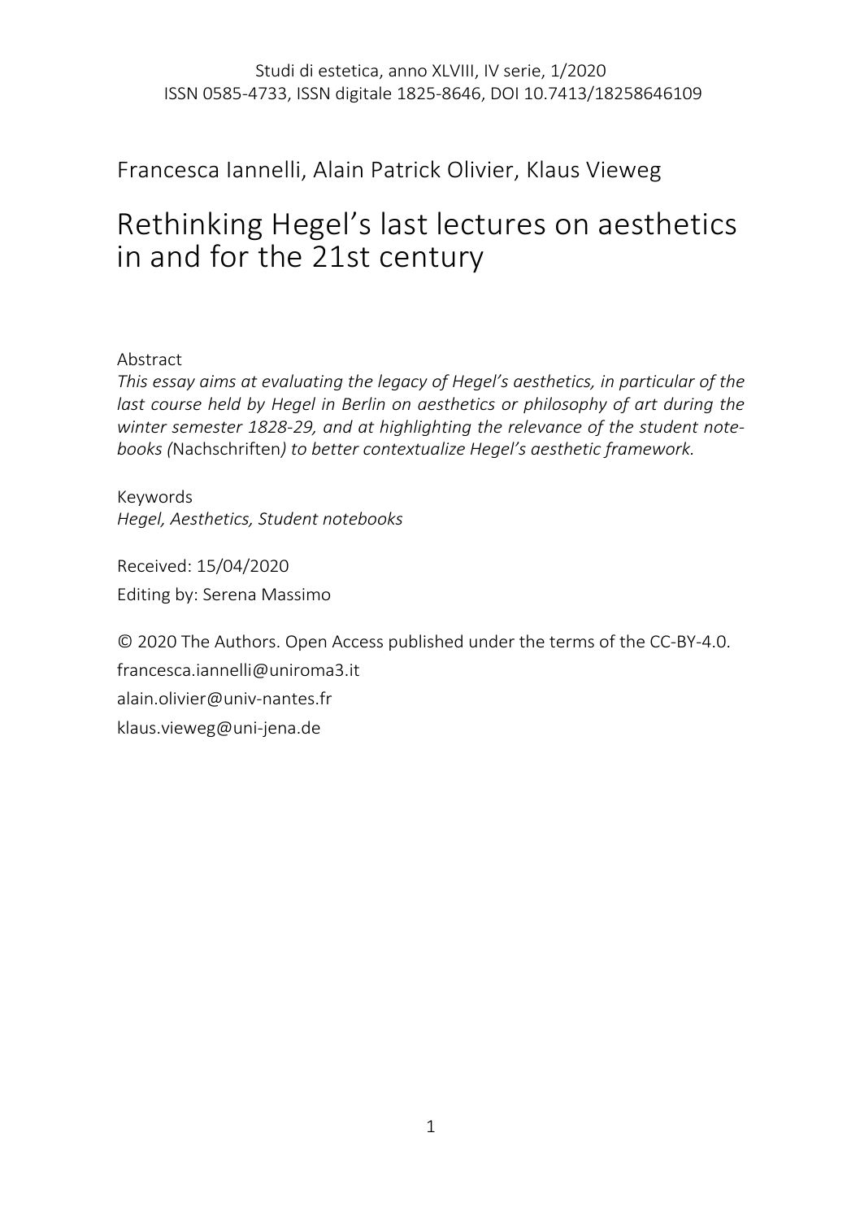Studi di estetica, anno XLVIII, IV serie, 1/2020
ISSN 0585-4733, ISSN digitale 1825-8646, DOI 10.7413/18258646109

Francesca Iannelli, Alain Patrick Olivier, Klaus Vieweg

# Rethinking Hegel's last lectures on aesthetics in and for the 21st century

Abstract

*This essay aims at evaluating the legacy of Hegel's aesthetics, in particular of the last course held by Hegel in Berlin on aesthetics or philosophy of art during the winter semester 1828-29, and at highlighting the relevance of the student note-books (*Nachschriften*) to better contextualize Hegel's aesthetic framework.*

Keywords

*Hegel, Aesthetics, Student notebooks*

Received: 15/04/2020

Editing by: Serena Massimo

© 2020 The Authors. Open Access published under the terms of the CC-BY-4.0.

francesca.iannelli@uniroma3.it

alain.olivier@univ-nantes.fr

klaus.vieweg@uni-jena.de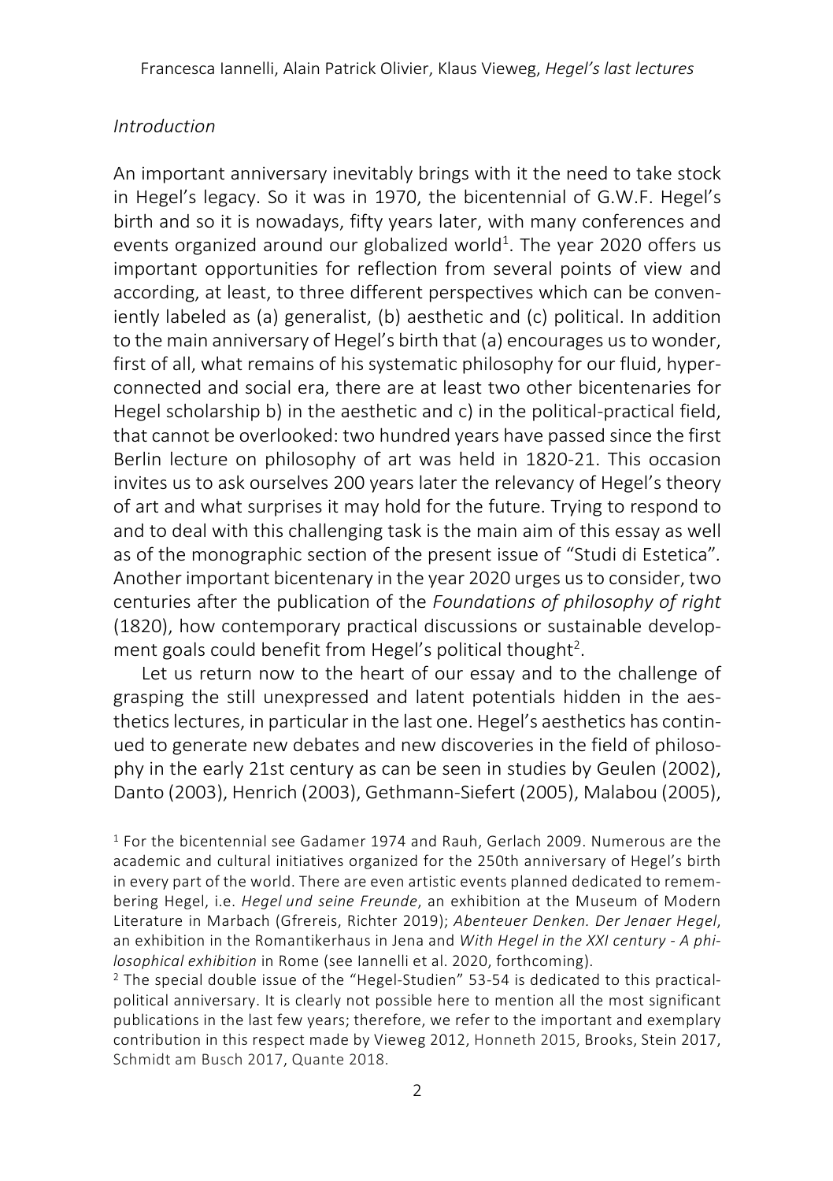*Introduction*

An important anniversary inevitably brings with it the need to take stock in Hegel's legacy. So it was in 1970, the bicentennial of G.W.F. Hegel's birth and so it is nowadays, fifty years later, with many conferences and events organized around our globalized world[1]. The year 2020 offers us important opportunities for reflection from several points of view and according, at least, to three different perspectives which can be conveniently labeled as (a) generalist, (b) aesthetic and (c) political. In addition to the main anniversary of Hegel's birth that (a) encourages us to wonder, first of all, what remains of his systematic philosophy for our fluid, hyper-connected and social era, there are at least two other bicentenaries for Hegel scholarship b) in the aesthetic and c) in the political-practical field, that cannot be overlooked: two hundred years have passed since the first Berlin lecture on philosophy of art was held in 1820-21. This occasion invites us to ask ourselves 200 years later the relevancy of Hegel's theory of art and what surprises it may hold for the future. Trying to respond to and to deal with this challenging task is the main aim of this essay as well as of the monographic section of the present issue of "Studi di Estetica". Another important bicentenary in the year 2020 urges us to consider, two centuries after the publication of the *Foundations of philosophy of right* (1820), how contemporary practical discussions or sustainable development goals could benefit from Hegel's political thought[2].

Let us return now to the heart of our essay and to the challenge of grasping the still unexpressed and latent potentials hidden in the aesthetics lectures, in particular in the last one. Hegel's aesthetics has continued to generate new debates and new discoveries in the field of philosophy in the early 21st century as can be seen in studies by Geulen (2002), Danto (2003), Henrich (2003), Gethmann-Siefert (2005), Malabou (2005),

---

[1] For the bicentennial see Gadamer 1974 and Rauh, Gerlach 2009. Numerous are the academic and cultural initiatives organized for the 250th anniversary of Hegel's birth in every part of the world. There are even artistic events planned dedicated to remembering Hegel, i.e. *Hegel und seine Freunde*, an exhibition at the Museum of Modern Literature in Marbach (Gfrereis, Richter 2019); *Abenteuer Denken. Der Jenaer Hegel*, an exhibition in the Romantikerhaus in Jena and *With Hegel in the XXI century - A philosophical exhibition* in Rome (see Iannelli et al. 2020, forthcoming).

[2] The special double issue of the "Hegel-Studien" 53-54 is dedicated to this practical-political anniversary. It is clearly not possible here to mention all the most significant publications in the last few years; therefore, we refer to the important and exemplary contribution in this respect made by Vieweg 2012, Honneth 2015, Brooks, Stein 2017, Schmidt am Busch 2017, Quante 2018.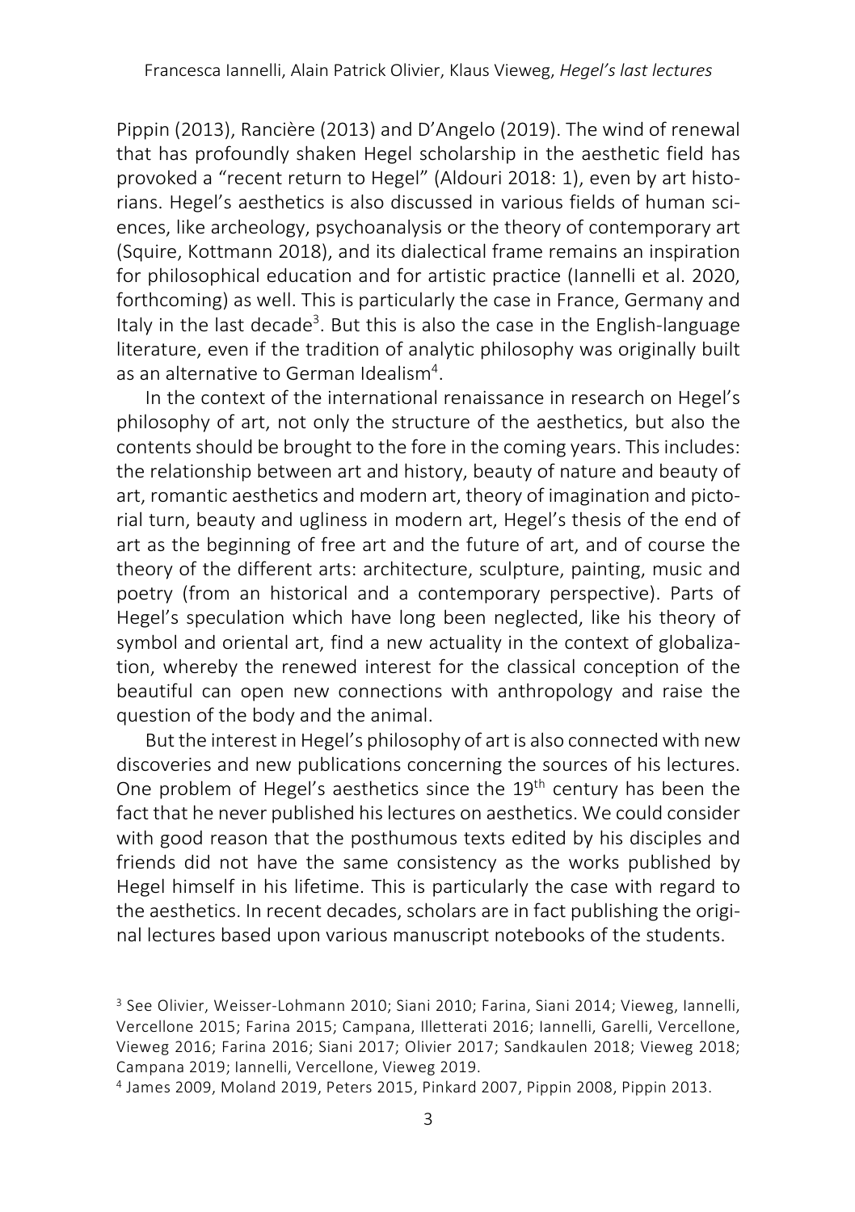Pippin (2013), Rancière (2013) and D'Angelo (2019). The wind of renewal that has profoundly shaken Hegel scholarship in the aesthetic field has provoked a "recent return to Hegel" (Aldouri 2018: 1), even by art historians. Hegel's aesthetics is also discussed in various fields of human sciences, like archeology, psychoanalysis or the theory of contemporary art (Squire, Kottmann 2018), and its dialectical frame remains an inspiration for philosophical education and for artistic practice (Iannelli et al. 2020, forthcoming) as well. This is particularly the case in France, Germany and Italy in the last decade[3]. But this is also the case in the English-language literature, even if the tradition of analytic philosophy was originally built as an alternative to German Idealism[4].

In the context of the international renaissance in research on Hegel's philosophy of art, not only the structure of the aesthetics, but also the contents should be brought to the fore in the coming years. This includes: the relationship between art and history, beauty of nature and beauty of art, romantic aesthetics and modern art, theory of imagination and pictorial turn, beauty and ugliness in modern art, Hegel's thesis of the end of art as the beginning of free art and the future of art, and of course the theory of the different arts: architecture, sculpture, painting, music and poetry (from an historical and a contemporary perspective). Parts of Hegel's speculation which have long been neglected, like his theory of symbol and oriental art, find a new actuality in the context of globalization, whereby the renewed interest for the classical conception of the beautiful can open new connections with anthropology and raise the question of the body and the animal.

But the interest in Hegel's philosophy of art is also connected with new discoveries and new publications concerning the sources of his lectures. One problem of Hegel's aesthetics since the 19th century has been the fact that he never published his lectures on aesthetics. We could consider with good reason that the posthumous texts edited by his disciples and friends did not have the same consistency as the works published by Hegel himself in his lifetime. This is particularly the case with regard to the aesthetics. In recent decades, scholars are in fact publishing the original lectures based upon various manuscript notebooks of the students.

[3] See Olivier, Weisser-Lohmann 2010; Siani 2010; Farina, Siani 2014; Vieweg, Iannelli, Vercellone 2015; Farina 2015; Campana, Illetterati 2016; Iannelli, Garelli, Vercellone, Vieweg 2016; Farina 2016; Siani 2017; Olivier 2017; Sandkaulen 2018; Vieweg 2018; Campana 2019; Iannelli, Vercellone, Vieweg 2019.

[4] James 2009, Moland 2019, Peters 2015, Pinkard 2007, Pippin 2008, Pippin 2013.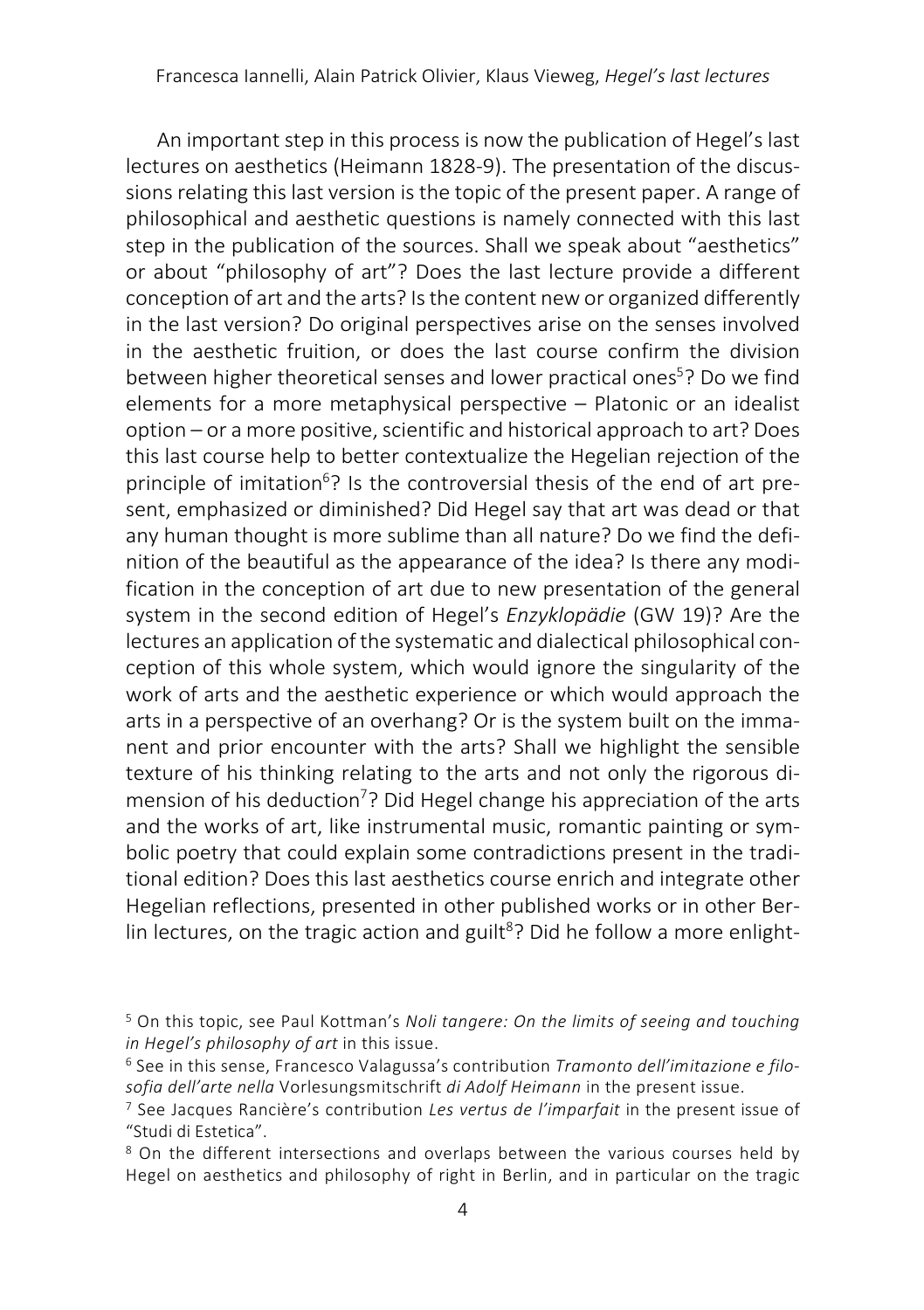An important step in this process is now the publication of Hegel's last lectures on aesthetics (Heimann 1828-9). The presentation of the discussions relating this last version is the topic of the present paper. A range of philosophical and aesthetic questions is namely connected with this last step in the publication of the sources. Shall we speak about "aesthetics" or about "philosophy of art"? Does the last lecture provide a different conception of art and the arts? Is the content new or organized differently in the last version? Do original perspectives arise on the senses involved in the aesthetic fruition, or does the last course confirm the division between higher theoretical senses and lower practical ones[5]? Do we find elements for a more metaphysical perspective – Platonic or an idealist option – or a more positive, scientific and historical approach to art? Does this last course help to better contextualize the Hegelian rejection of the principle of imitation[6]? Is the controversial thesis of the end of art present, emphasized or diminished? Did Hegel say that art was dead or that any human thought is more sublime than all nature? Do we find the definition of the beautiful as the appearance of the idea? Is there any modification in the conception of art due to new presentation of the general system in the second edition of Hegel's *Enzyklopädie* (GW 19)? Are the lectures an application of the systematic and dialectical philosophical conception of this whole system, which would ignore the singularity of the work of arts and the aesthetic experience or which would approach the arts in a perspective of an overhang? Or is the system built on the immanent and prior encounter with the arts? Shall we highlight the sensible texture of his thinking relating to the arts and not only the rigorous dimension of his deduction[7]? Did Hegel change his appreciation of the arts and the works of art, like instrumental music, romantic painting or symbolic poetry that could explain some contradictions present in the traditional edition? Does this last aesthetics course enrich and integrate other Hegelian reflections, presented in other published works or in other Berlin lectures, on the tragic action and guilt[8]? Did he follow a more enlight-

[5] On this topic, see Paul Kottman's *Noli tangere: On the limits of seeing and touching in Hegel's philosophy of art* in this issue.

[6] See in this sense, Francesco Valagussa's contribution *Tramonto dell'imitazione e filosofia dell'arte nella* Vorlesungsmitschrift *di Adolf Heimann* in the present issue.

[7] See Jacques Rancière's contribution *Les vertus de l'imparfait* in the present issue of "Studi di Estetica".

[8] On the different intersections and overlaps between the various courses held by Hegel on aesthetics and philosophy of right in Berlin, and in particular on the tragic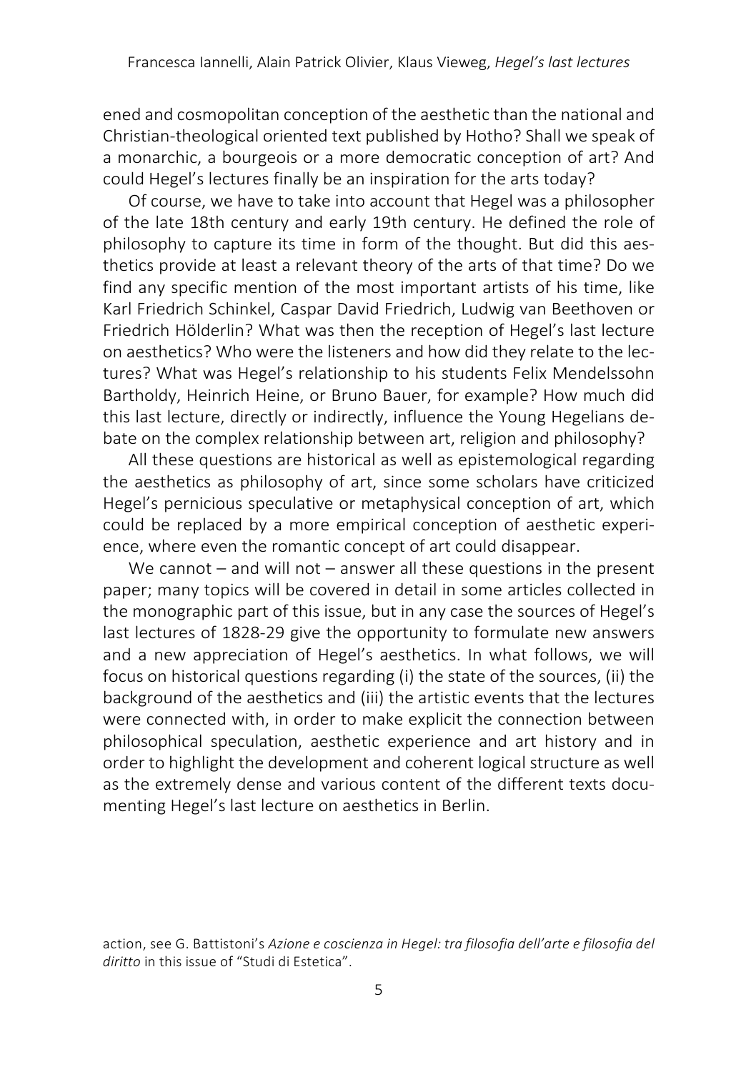ened and cosmopolitan conception of the aesthetic than the national and Christian-theological oriented text published by Hotho? Shall we speak of a monarchic, a bourgeois or a more democratic conception of art? And could Hegel's lectures finally be an inspiration for the arts today?

Of course, we have to take into account that Hegel was a philosopher of the late 18th century and early 19th century. He defined the role of philosophy to capture its time in form of the thought. But did this aesthetics provide at least a relevant theory of the arts of that time? Do we find any specific mention of the most important artists of his time, like Karl Friedrich Schinkel, Caspar David Friedrich, Ludwig van Beethoven or Friedrich Hölderlin? What was then the reception of Hegel's last lecture on aesthetics? Who were the listeners and how did they relate to the lectures? What was Hegel's relationship to his students Felix Mendelssohn Bartholdy, Heinrich Heine, or Bruno Bauer, for example? How much did this last lecture, directly or indirectly, influence the Young Hegelians debate on the complex relationship between art, religion and philosophy?

All these questions are historical as well as epistemological regarding the aesthetics as philosophy of art, since some scholars have criticized Hegel's pernicious speculative or metaphysical conception of art, which could be replaced by a more empirical conception of aesthetic experience, where even the romantic concept of art could disappear.

We cannot – and will not – answer all these questions in the present paper; many topics will be covered in detail in some articles collected in the monographic part of this issue, but in any case the sources of Hegel's last lectures of 1828-29 give the opportunity to formulate new answers and a new appreciation of Hegel's aesthetics. In what follows, we will focus on historical questions regarding (i) the state of the sources, (ii) the background of the aesthetics and (iii) the artistic events that the lectures were connected with, in order to make explicit the connection between philosophical speculation, aesthetic experience and art history and in order to highlight the development and coherent logical structure as well as the extremely dense and various content of the different texts documenting Hegel's last lecture on aesthetics in Berlin.

action, see G. Battistoni's *Azione e coscienza in Hegel: tra filosofia dell'arte e filosofia del diritto* in this issue of "Studi di Estetica".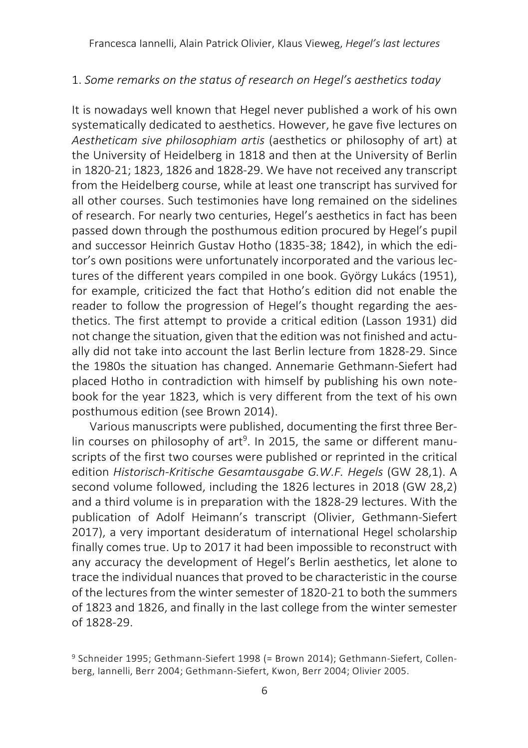## 1. *Some remarks on the status of research on Hegel's aesthetics today*

It is nowadays well known that Hegel never published a work of his own systematically dedicated to aesthetics. However, he gave five lectures on *Aestheticam sive philosophiam artis* (aesthetics or philosophy of art) at the University of Heidelberg in 1818 and then at the University of Berlin in 1820-21; 1823, 1826 and 1828-29. We have not received any transcript from the Heidelberg course, while at least one transcript has survived for all other courses. Such testimonies have long remained on the sidelines of research. For nearly two centuries, Hegel's aesthetics in fact has been passed down through the posthumous edition procured by Hegel's pupil and successor Heinrich Gustav Hotho (1835-38; 1842), in which the editor's own positions were unfortunately incorporated and the various lectures of the different years compiled in one book. György Lukács (1951), for example, criticized the fact that Hotho's edition did not enable the reader to follow the progression of Hegel's thought regarding the aesthetics. The first attempt to provide a critical edition (Lasson 1931) did not change the situation, given that the edition was not finished and actually did not take into account the last Berlin lecture from 1828-29. Since the 1980s the situation has changed. Annemarie Gethmann-Siefert had placed Hotho in contradiction with himself by publishing his own notebook for the year 1823, which is very different from the text of his own posthumous edition (see Brown 2014).

Various manuscripts were published, documenting the first three Berlin courses on philosophy of art[9]. In 2015, the same or different manuscripts of the first two courses were published or reprinted in the critical edition *Historisch-Kritische Gesamtausgabe G.W.F. Hegels* (GW 28,1). A second volume followed, including the 1826 lectures in 2018 (GW 28,2) and a third volume is in preparation with the 1828-29 lectures. With the publication of Adolf Heimann's transcript (Olivier, Gethmann-Siefert 2017), a very important desideratum of international Hegel scholarship finally comes true. Up to 2017 it had been impossible to reconstruct with any accuracy the development of Hegel's Berlin aesthetics, let alone to trace the individual nuances that proved to be characteristic in the course of the lectures from the winter semester of 1820-21 to both the summers of 1823 and 1826, and finally in the last college from the winter semester of 1828-29.

[9] Schneider 1995; Gethmann-Siefert 1998 (= Brown 2014); Gethmann-Siefert, Collenberg, Iannelli, Berr 2004; Gethmann-Siefert, Kwon, Berr 2004; Olivier 2005.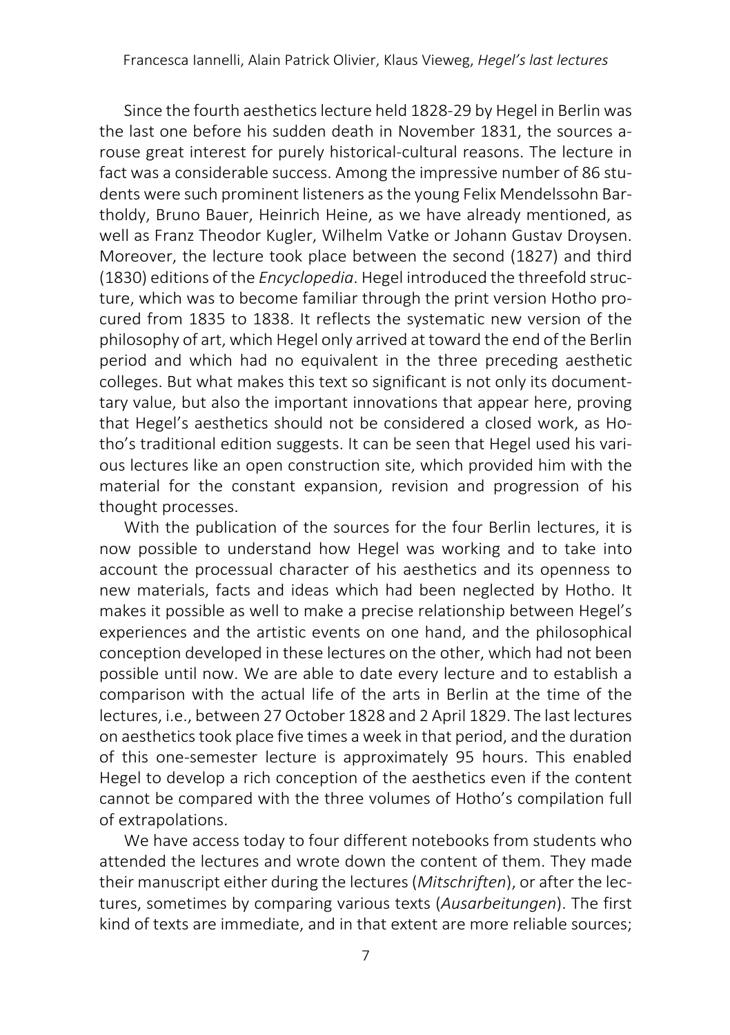Since the fourth aesthetics lecture held 1828-29 by Hegel in Berlin was the last one before his sudden death in November 1831, the sources arouse great interest for purely historical-cultural reasons. The lecture in fact was a considerable success. Among the impressive number of 86 students were such prominent listeners as the young Felix Mendelssohn Bartholdy, Bruno Bauer, Heinrich Heine, as we have already mentioned, as well as Franz Theodor Kugler, Wilhelm Vatke or Johann Gustav Droysen. Moreover, the lecture took place between the second (1827) and third (1830) editions of the *Encyclopedia*. Hegel introduced the threefold structure, which was to become familiar through the print version Hotho procured from 1835 to 1838. It reflects the systematic new version of the philosophy of art, which Hegel only arrived at toward the end of the Berlin period and which had no equivalent in the three preceding aesthetic colleges. But what makes this text so significant is not only its documenttary value, but also the important innovations that appear here, proving that Hegel's aesthetics should not be considered a closed work, as Hotho's traditional edition suggests. It can be seen that Hegel used his various lectures like an open construction site, which provided him with the material for the constant expansion, revision and progression of his thought processes.

With the publication of the sources for the four Berlin lectures, it is now possible to understand how Hegel was working and to take into account the processual character of his aesthetics and its openness to new materials, facts and ideas which had been neglected by Hotho. It makes it possible as well to make a precise relationship between Hegel's experiences and the artistic events on one hand, and the philosophical conception developed in these lectures on the other, which had not been possible until now. We are able to date every lecture and to establish a comparison with the actual life of the arts in Berlin at the time of the lectures, i.e., between 27 October 1828 and 2 April 1829. The last lectures on aesthetics took place five times a week in that period, and the duration of this one-semester lecture is approximately 95 hours. This enabled Hegel to develop a rich conception of the aesthetics even if the content cannot be compared with the three volumes of Hotho's compilation full of extrapolations.

We have access today to four different notebooks from students who attended the lectures and wrote down the content of them. They made their manuscript either during the lectures (*Mitschriften*), or after the lectures, sometimes by comparing various texts (*Ausarbeitungen*). The first kind of texts are immediate, and in that extent are more reliable sources;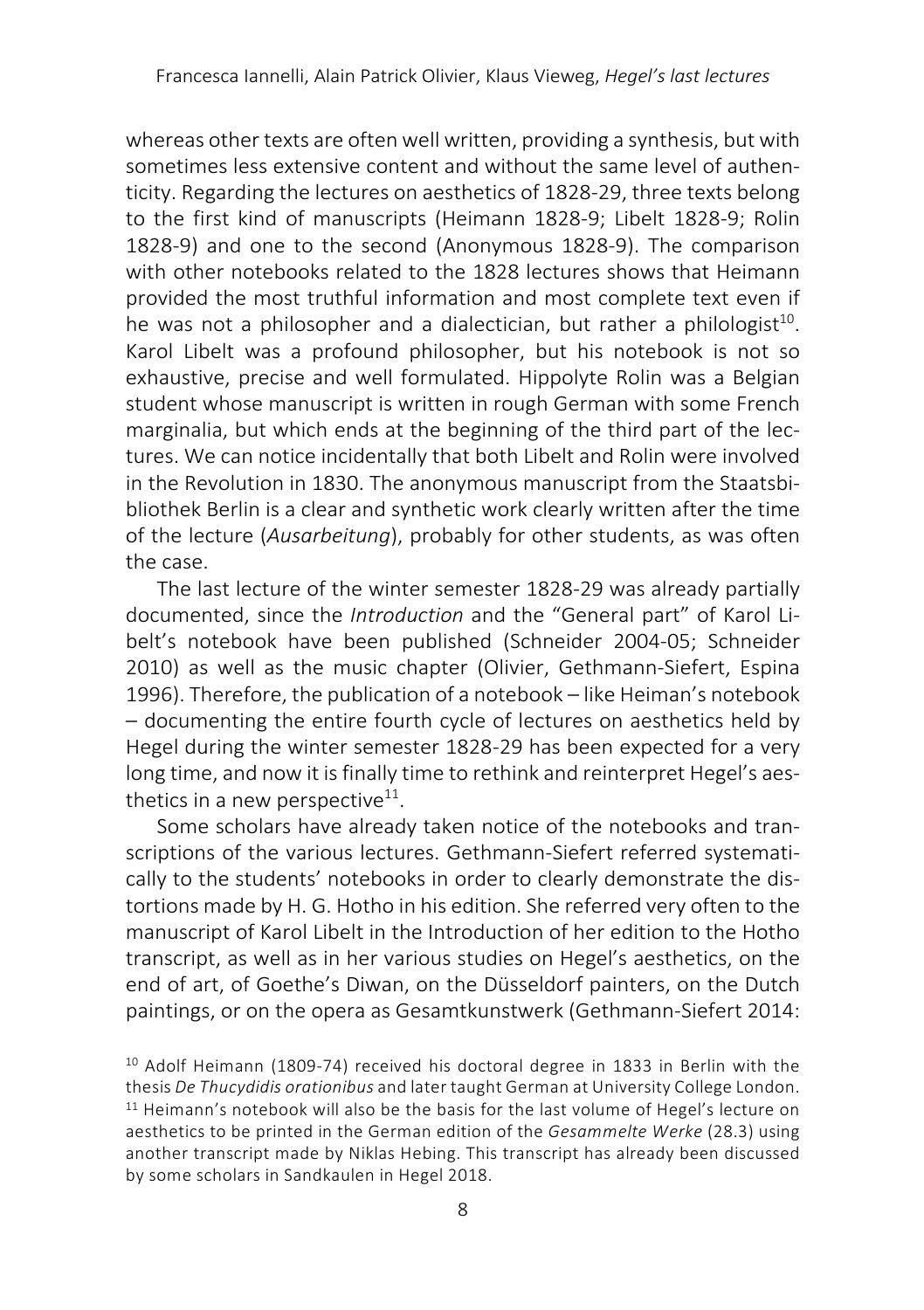whereas other texts are often well written, providing a synthesis, but with sometimes less extensive content and without the same level of authenticity. Regarding the lectures on aesthetics of 1828-29, three texts belong to the first kind of manuscripts (Heimann 1828-9; Libelt 1828-9; Rolin 1828-9) and one to the second (Anonymous 1828-9). The comparison with other notebooks related to the 1828 lectures shows that Heimann provided the most truthful information and most complete text even if he was not a philosopher and a dialectician, but rather a philologist[10]. Karol Libelt was a profound philosopher, but his notebook is not so exhaustive, precise and well formulated. Hippolyte Rolin was a Belgian student whose manuscript is written in rough German with some French marginalia, but which ends at the beginning of the third part of the lectures. We can notice incidentally that both Libelt and Rolin were involved in the Revolution in 1830. The anonymous manuscript from the Staatsbibliothek Berlin is a clear and synthetic work clearly written after the time of the lecture (*Ausarbeitung*), probably for other students, as was often the case.

The last lecture of the winter semester 1828-29 was already partially documented, since the *Introduction* and the "General part" of Karol Libelt's notebook have been published (Schneider 2004-05; Schneider 2010) as well as the music chapter (Olivier, Gethmann-Siefert, Espina 1996). Therefore, the publication of a notebook – like Heiman's notebook – documenting the entire fourth cycle of lectures on aesthetics held by Hegel during the winter semester 1828-29 has been expected for a very long time, and now it is finally time to rethink and reinterpret Hegel's aesthetics in a new perspective[11].

Some scholars have already taken notice of the notebooks and transcriptions of the various lectures. Gethmann-Siefert referred systematically to the students' notebooks in order to clearly demonstrate the distortions made by H. G. Hotho in his edition. She referred very often to the manuscript of Karol Libelt in the Introduction of her edition to the Hotho transcript, as well as in her various studies on Hegel's aesthetics, on the end of art, of Goethe's Diwan, on the Düsseldorf painters, on the Dutch paintings, or on the opera as Gesamtkunstwerk (Gethmann-Siefert 2014:

[10] Adolf Heimann (1809-74) received his doctoral degree in 1833 in Berlin with the thesis *De Thucydidis orationibus* and later taught German at University College London.

[11] Heimann's notebook will also be the basis for the last volume of Hegel's lecture on aesthetics to be printed in the German edition of the *Gesammelte Werke* (28.3) using another transcript made by Niklas Hebing. This transcript has already been discussed by some scholars in Sandkaulen in Hegel 2018.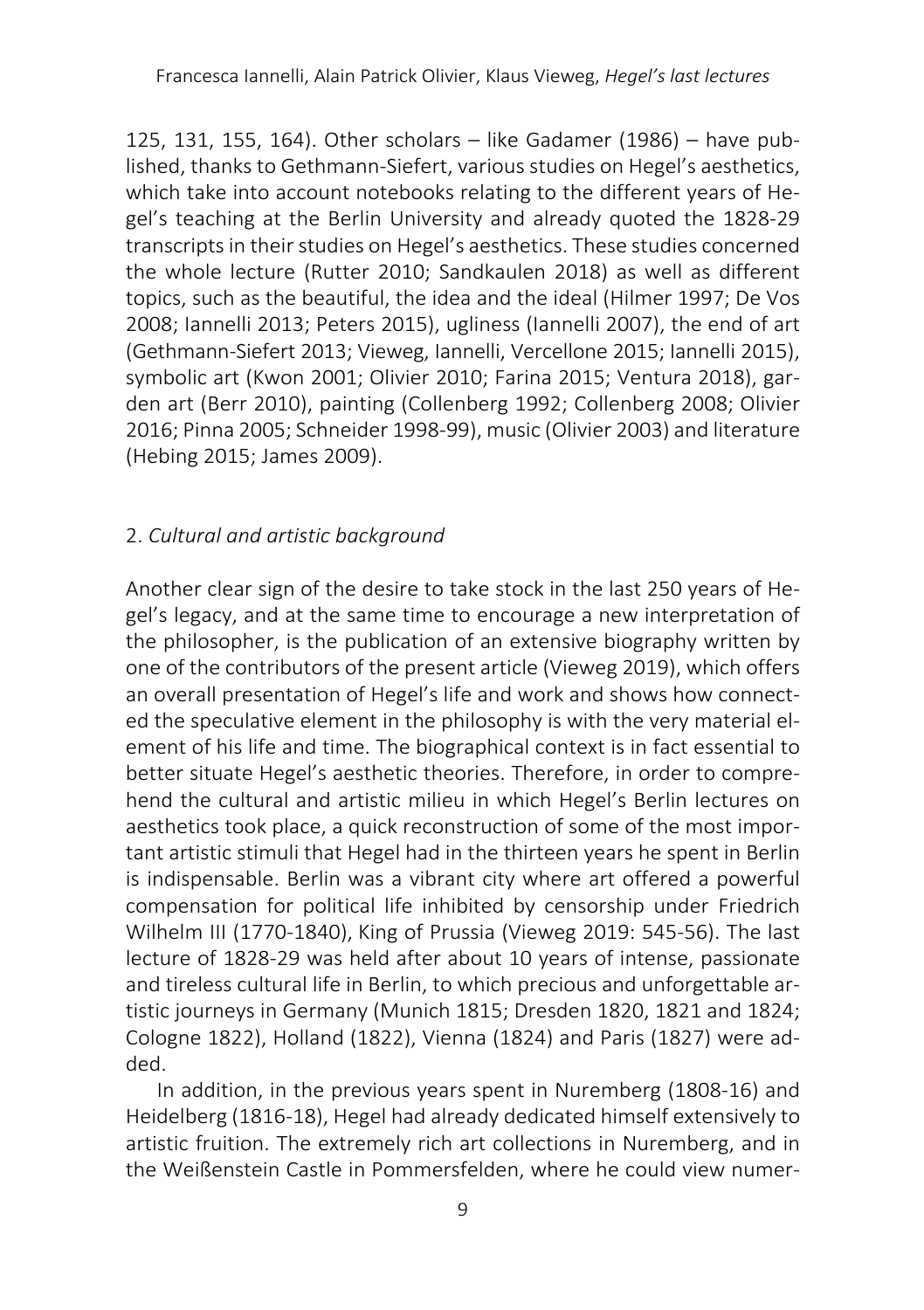125, 131, 155, 164). Other scholars – like Gadamer (1986) – have published, thanks to Gethmann-Siefert, various studies on Hegel's aesthetics, which take into account notebooks relating to the different years of Hegel's teaching at the Berlin University and already quoted the 1828-29 transcripts in their studies on Hegel's aesthetics. These studies concerned the whole lecture (Rutter 2010; Sandkaulen 2018) as well as different topics, such as the beautiful, the idea and the ideal (Hilmer 1997; De Vos 2008; Iannelli 2013; Peters 2015), ugliness (Iannelli 2007), the end of art (Gethmann-Siefert 2013; Vieweg, Iannelli, Vercellone 2015; Iannelli 2015), symbolic art (Kwon 2001; Olivier 2010; Farina 2015; Ventura 2018), garden art (Berr 2010), painting (Collenberg 1992; Collenberg 2008; Olivier 2016; Pinna 2005; Schneider 1998-99), music (Olivier 2003) and literature (Hebing 2015; James 2009).

## 2. *Cultural and artistic background*

Another clear sign of the desire to take stock in the last 250 years of Hegel's legacy, and at the same time to encourage a new interpretation of the philosopher, is the publication of an extensive biography written by one of the contributors of the present article (Vieweg 2019), which offers an overall presentation of Hegel's life and work and shows how connected the speculative element in the philosophy is with the very material element of his life and time. The biographical context is in fact essential to better situate Hegel's aesthetic theories. Therefore, in order to comprehend the cultural and artistic milieu in which Hegel's Berlin lectures on aesthetics took place, a quick reconstruction of some of the most important artistic stimuli that Hegel had in the thirteen years he spent in Berlin is indispensable. Berlin was a vibrant city where art offered a powerful compensation for political life inhibited by censorship under Friedrich Wilhelm III (1770-1840), King of Prussia (Vieweg 2019: 545-56). The last lecture of 1828-29 was held after about 10 years of intense, passionate and tireless cultural life in Berlin, to which precious and unforgettable artistic journeys in Germany (Munich 1815; Dresden 1820, 1821 and 1824; Cologne 1822), Holland (1822), Vienna (1824) and Paris (1827) were added.

In addition, in the previous years spent in Nuremberg (1808-16) and Heidelberg (1816-18), Hegel had already dedicated himself extensively to artistic fruition. The extremely rich art collections in Nuremberg, and in the Weißenstein Castle in Pommersfelden, where he could view numer-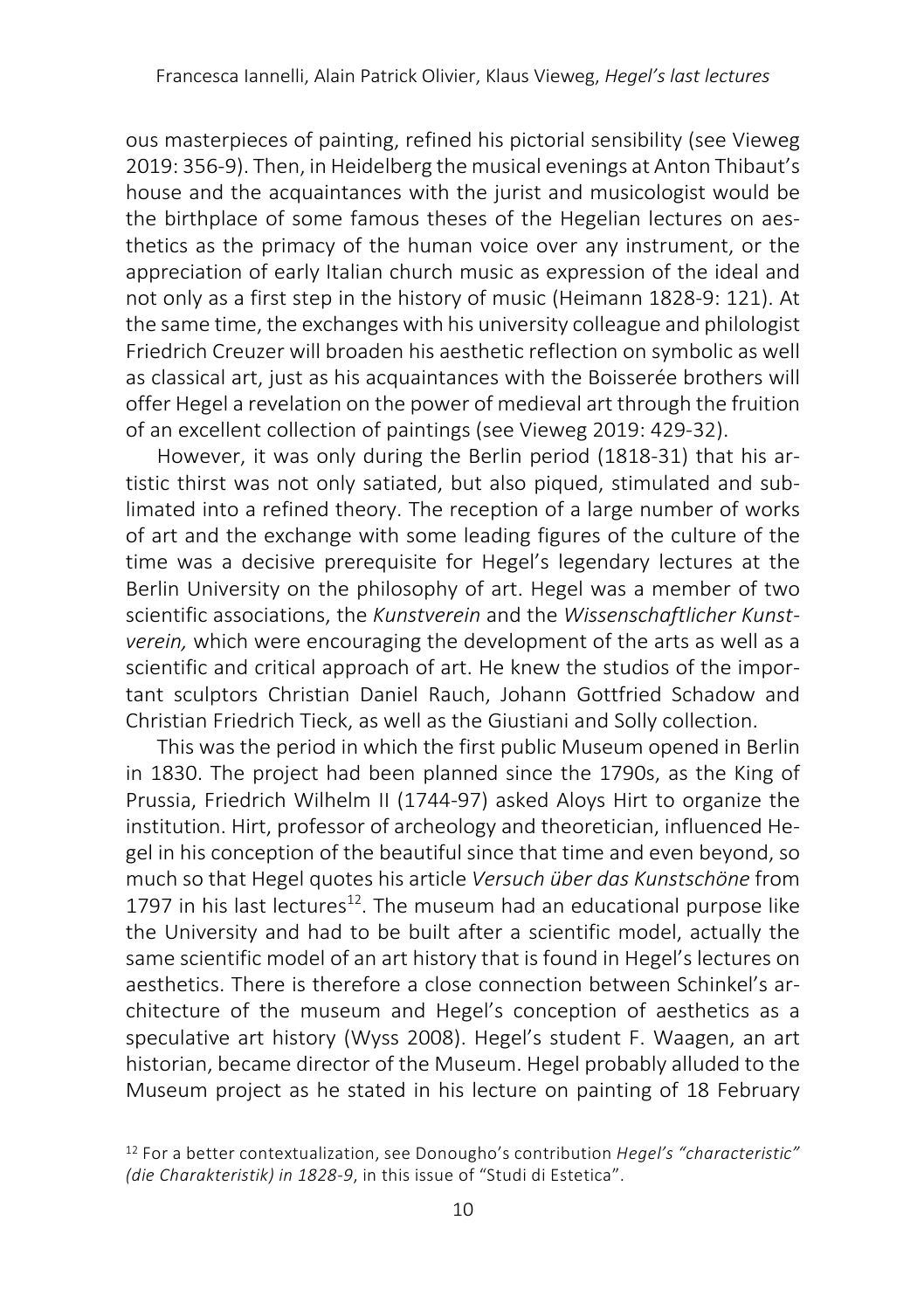ous masterpieces of painting, refined his pictorial sensibility (see Vieweg 2019: 356-9). Then, in Heidelberg the musical evenings at Anton Thibaut's house and the acquaintances with the jurist and musicologist would be the birthplace of some famous theses of the Hegelian lectures on aesthetics as the primacy of the human voice over any instrument, or the appreciation of early Italian church music as expression of the ideal and not only as a first step in the history of music (Heimann 1828-9: 121). At the same time, the exchanges with his university colleague and philologist Friedrich Creuzer will broaden his aesthetic reflection on symbolic as well as classical art, just as his acquaintances with the Boisserée brothers will offer Hegel a revelation on the power of medieval art through the fruition of an excellent collection of paintings (see Vieweg 2019: 429-32).

However, it was only during the Berlin period (1818-31) that his artistic thirst was not only satiated, but also piqued, stimulated and sublimated into a refined theory. The reception of a large number of works of art and the exchange with some leading figures of the culture of the time was a decisive prerequisite for Hegel's legendary lectures at the Berlin University on the philosophy of art. Hegel was a member of two scientific associations, the *Kunstverein* and the *Wissenschaftlicher Kunstverein,* which were encouraging the development of the arts as well as a scientific and critical approach of art. He knew the studios of the important sculptors Christian Daniel Rauch, Johann Gottfried Schadow and Christian Friedrich Tieck, as well as the Giustiani and Solly collection.

This was the period in which the first public Museum opened in Berlin in 1830. The project had been planned since the 1790s, as the King of Prussia, Friedrich Wilhelm II (1744-97) asked Aloys Hirt to organize the institution. Hirt, professor of archeology and theoretician, influenced Hegel in his conception of the beautiful since that time and even beyond, so much so that Hegel quotes his article *Versuch über das Kunstschöne* from 1797 in his last lectures[12]. The museum had an educational purpose like the University and had to be built after a scientific model, actually the same scientific model of an art history that is found in Hegel's lectures on aesthetics. There is therefore a close connection between Schinkel's architecture of the museum and Hegel's conception of aesthetics as a speculative art history (Wyss 2008). Hegel's student F. Waagen, an art historian, became director of the Museum. Hegel probably alluded to the Museum project as he stated in his lecture on painting of 18 February

[12] For a better contextualization, see Donougho's contribution *Hegel's "characteristic" (die Charakteristik) in 1828-9*, in this issue of "Studi di Estetica".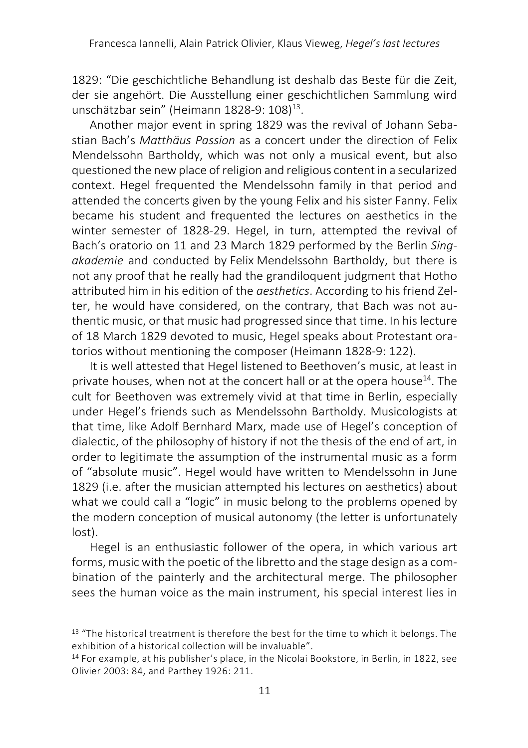1829: "Die geschichtliche Behandlung ist deshalb das Beste für die Zeit, der sie angehört. Die Ausstellung einer geschichtlichen Sammlung wird unschätzbar sein" (Heimann 1828-9: 108)[13].

Another major event in spring 1829 was the revival of Johann Sebastian Bach's *Matthäus Passion* as a concert under the direction of Felix Mendelssohn Bartholdy, which was not only a musical event, but also questioned the new place of religion and religious content in a secularized context. Hegel frequented the Mendelssohn family in that period and attended the concerts given by the young Felix and his sister Fanny. Felix became his student and frequented the lectures on aesthetics in the winter semester of 1828-29. Hegel, in turn, attempted the revival of Bach's oratorio on 11 and 23 March 1829 performed by the Berlin *Singakademie* and conducted by Felix Mendelssohn Bartholdy, but there is not any proof that he really had the grandiloquent judgment that Hotho attributed him in his edition of the *aesthetics*. According to his friend Zelter, he would have considered, on the contrary, that Bach was not authentic music, or that music had progressed since that time. In his lecture of 18 March 1829 devoted to music, Hegel speaks about Protestant oratorios without mentioning the composer (Heimann 1828-9: 122).

It is well attested that Hegel listened to Beethoven's music, at least in private houses, when not at the concert hall or at the opera house[14]. The cult for Beethoven was extremely vivid at that time in Berlin, especially under Hegel's friends such as Mendelssohn Bartholdy. Musicologists at that time, like Adolf Bernhard Marx, made use of Hegel's conception of dialectic, of the philosophy of history if not the thesis of the end of art, in order to legitimate the assumption of the instrumental music as a form of "absolute music". Hegel would have written to Mendelssohn in June 1829 (i.e. after the musician attempted his lectures on aesthetics) about what we could call a "logic" in music belong to the problems opened by the modern conception of musical autonomy (the letter is unfortunately lost).

Hegel is an enthusiastic follower of the opera, in which various art forms, music with the poetic of the libretto and the stage design as a combination of the painterly and the architectural merge. The philosopher sees the human voice as the main instrument, his special interest lies in

[13] "The historical treatment is therefore the best for the time to which it belongs. The exhibition of a historical collection will be invaluable".

[14] For example, at his publisher's place, in the Nicolai Bookstore, in Berlin, in 1822, see Olivier 2003: 84, and Parthey 1926: 211.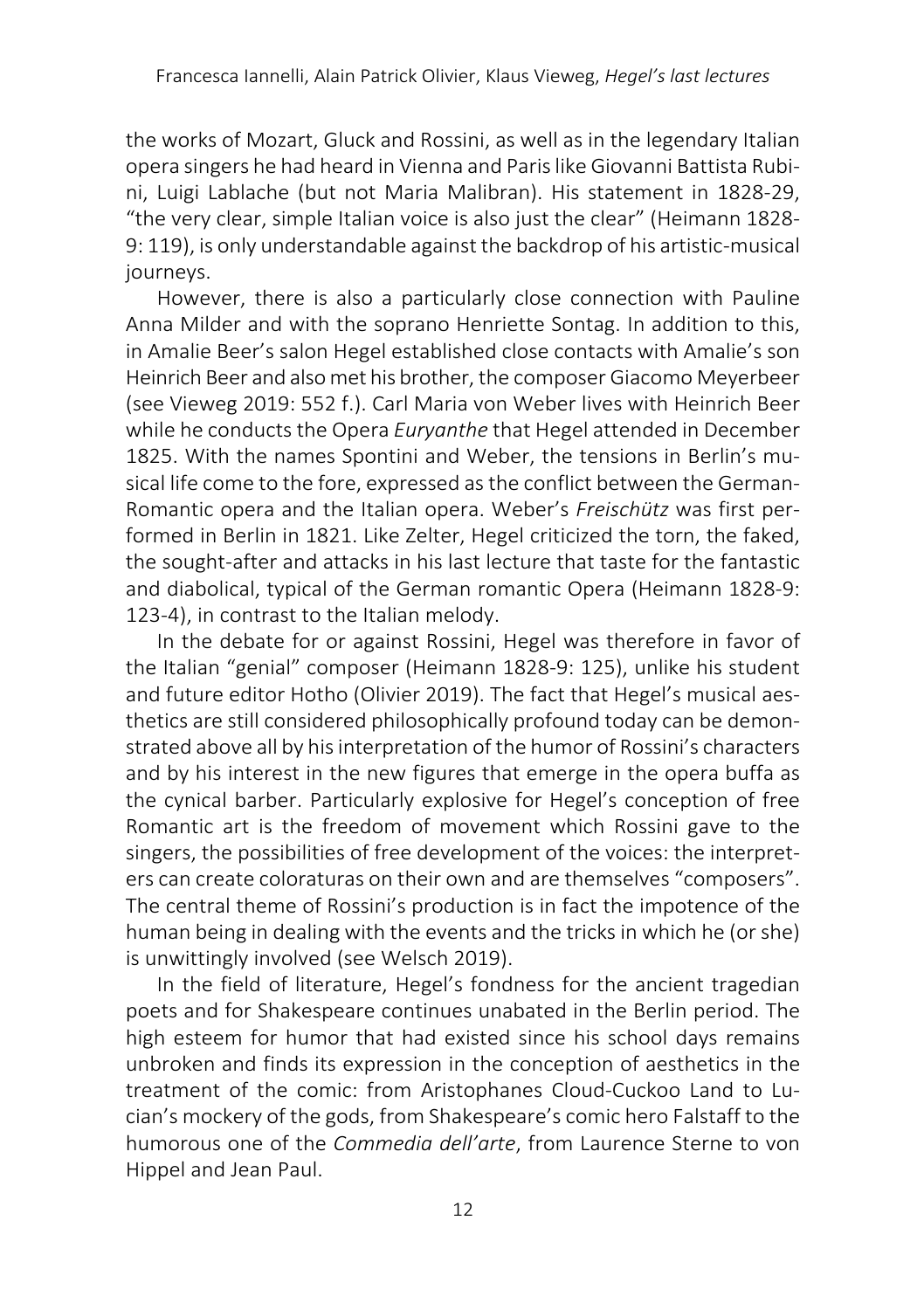the works of Mozart, Gluck and Rossini, as well as in the legendary Italian opera singers he had heard in Vienna and Paris like Giovanni Battista Rubini, Luigi Lablache (but not Maria Malibran). His statement in 1828-29, "the very clear, simple Italian voice is also just the clear" (Heimann 1828-9: 119), is only understandable against the backdrop of his artistic-musical journeys.

However, there is also a particularly close connection with Pauline Anna Milder and with the soprano Henriette Sontag. In addition to this, in Amalie Beer's salon Hegel established close contacts with Amalie's son Heinrich Beer and also met his brother, the composer Giacomo Meyerbeer (see Vieweg 2019: 552 f.). Carl Maria von Weber lives with Heinrich Beer while he conducts the Opera *Euryanthe* that Hegel attended in December 1825. With the names Spontini and Weber, the tensions in Berlin's musical life come to the fore, expressed as the conflict between the German-Romantic opera and the Italian opera. Weber's *Freischütz* was first performed in Berlin in 1821. Like Zelter, Hegel criticized the torn, the faked, the sought-after and attacks in his last lecture that taste for the fantastic and diabolical, typical of the German romantic Opera (Heimann 1828-9: 123-4), in contrast to the Italian melody.

In the debate for or against Rossini, Hegel was therefore in favor of the Italian "genial" composer (Heimann 1828-9: 125), unlike his student and future editor Hotho (Olivier 2019). The fact that Hegel's musical aesthetics are still considered philosophically profound today can be demonstrated above all by his interpretation of the humor of Rossini's characters and by his interest in the new figures that emerge in the opera buffa as the cynical barber. Particularly explosive for Hegel's conception of free Romantic art is the freedom of movement which Rossini gave to the singers, the possibilities of free development of the voices: the interpreters can create coloraturas on their own and are themselves "composers". The central theme of Rossini's production is in fact the impotence of the human being in dealing with the events and the tricks in which he (or she) is unwittingly involved (see Welsch 2019).

In the field of literature, Hegel's fondness for the ancient tragedian poets and for Shakespeare continues unabated in the Berlin period. The high esteem for humor that had existed since his school days remains unbroken and finds its expression in the conception of aesthetics in the treatment of the comic: from Aristophanes Cloud-Cuckoo Land to Lucian's mockery of the gods, from Shakespeare's comic hero Falstaff to the humorous one of the *Commedia dell'arte*, from Laurence Sterne to von Hippel and Jean Paul.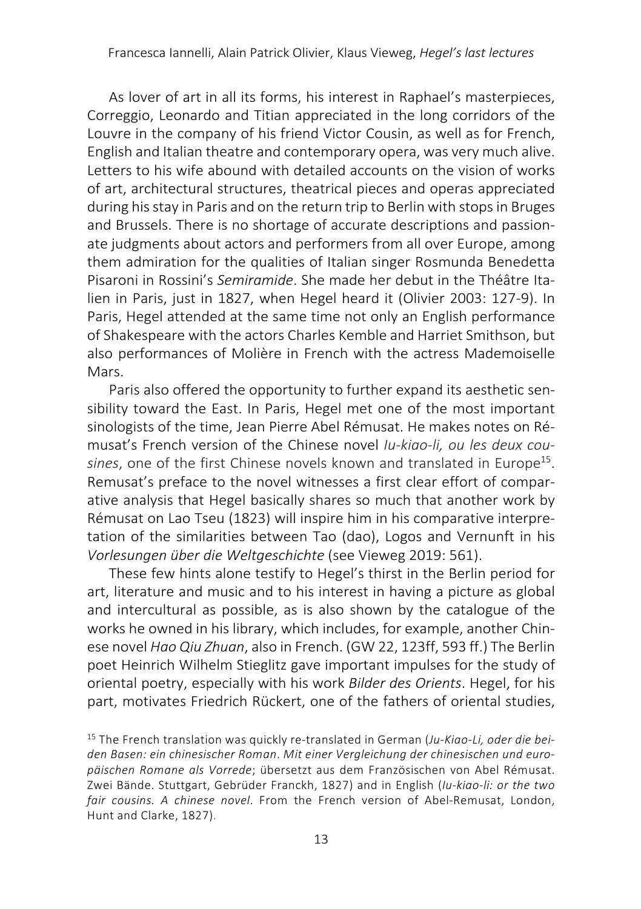As lover of art in all its forms, his interest in Raphael's masterpieces, Correggio, Leonardo and Titian appreciated in the long corridors of the Louvre in the company of his friend Victor Cousin, as well as for French, English and Italian theatre and contemporary opera, was very much alive. Letters to his wife abound with detailed accounts on the vision of works of art, architectural structures, theatrical pieces and operas appreciated during his stay in Paris and on the return trip to Berlin with stops in Bruges and Brussels. There is no shortage of accurate descriptions and passionate judgments about actors and performers from all over Europe, among them admiration for the qualities of Italian singer Rosmunda Benedetta Pisaroni in Rossini's *Semiramide*. She made her debut in the Théâtre Italien in Paris, just in 1827, when Hegel heard it (Olivier 2003: 127-9). In Paris, Hegel attended at the same time not only an English performance of Shakespeare with the actors Charles Kemble and Harriet Smithson, but also performances of Molière in French with the actress Mademoiselle Mars.

Paris also offered the opportunity to further expand its aesthetic sensibility toward the East. In Paris, Hegel met one of the most important sinologists of the time, Jean Pierre Abel Rémusat. He makes notes on Rémusat's French version of the Chinese novel *Iu-kiao-li, ou les deux cousines*, one of the first Chinese novels known and translated in Europe[15]. Remusat's preface to the novel witnesses a first clear effort of comparative analysis that Hegel basically shares so much that another work by Rémusat on Lao Tseu (1823) will inspire him in his comparative interpretation of the similarities between Tao (dao), Logos and Vernunft in his *Vorlesungen über die Weltgeschichte* (see Vieweg 2019: 561).

These few hints alone testify to Hegel's thirst in the Berlin period for art, literature and music and to his interest in having a picture as global and intercultural as possible, as is also shown by the catalogue of the works he owned in his library, which includes, for example, another Chinese novel *Hao Qiu Zhuan*, also in French. (GW 22, 123ff, 593 ff.) The Berlin poet Heinrich Wilhelm Stieglitz gave important impulses for the study of oriental poetry, especially with his work *Bilder des Orients*. Hegel, for his part, motivates Friedrich Rückert, one of the fathers of oriental studies,

[15] The French translation was quickly re-translated in German (*Ju-Kiao-Li, oder die beiden Basen: ein chinesischer Roman. Mit einer Vergleichung der chinesischen und europäischen Romane als Vorrede*; übersetzt aus dem Französischen von Abel Rémusat. Zwei Bände. Stuttgart, Gebrüder Franckh, 1827) and in English (*Iu-kiao-li: or the two fair cousins. A chinese novel*. From the French version of Abel-Remusat, London, Hunt and Clarke, 1827).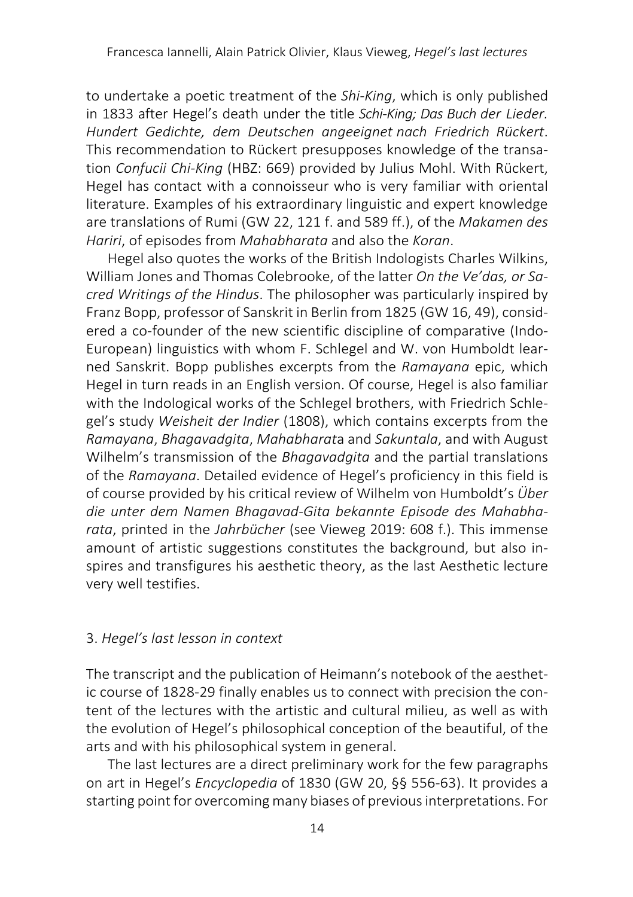to undertake a poetic treatment of the *Shi-King*, which is only published in 1833 after Hegel's death under the title *Schi-King; Das Buch der Lieder. Hundert Gedichte, dem Deutschen angeeignet nach Friedrich Rückert*. This recommendation to Rückert presupposes knowledge of the transation *Confucii Chi-King* (HBZ: 669) provided by Julius Mohl. With Rückert, Hegel has contact with a connoisseur who is very familiar with oriental literature. Examples of his extraordinary linguistic and expert knowledge are translations of Rumi (GW 22, 121 f. and 589 ff.), of the *Makamen des Hariri*, of episodes from *Mahabharata* and also the *Koran*.

Hegel also quotes the works of the British Indologists Charles Wilkins, William Jones and Thomas Colebrooke, of the latter *On the Ve'das, or Sacred Writings of the Hindus*. The philosopher was particularly inspired by Franz Bopp, professor of Sanskrit in Berlin from 1825 (GW 16, 49), considered a co-founder of the new scientific discipline of comparative (Indo-European) linguistics with whom F. Schlegel and W. von Humboldt learned Sanskrit. Bopp publishes excerpts from the *Ramayana* epic, which Hegel in turn reads in an English version. Of course, Hegel is also familiar with the Indological works of the Schlegel brothers, with Friedrich Schlegel's study *Weisheit der Indier* (1808), which contains excerpts from the *Ramayana*, *Bhagavadgita*, *Mahabharata* and *Sakuntala*, and with August Wilhelm's transmission of the *Bhagavadgita* and the partial translations of the *Ramayana*. Detailed evidence of Hegel's proficiency in this field is of course provided by his critical review of Wilhelm von Humboldt's *Über die unter dem Namen Bhagavad-Gita bekannte Episode des Mahabharata*, printed in the *Jahrbücher* (see Vieweg 2019: 608 f.). This immense amount of artistic suggestions constitutes the background, but also inspires and transfigures his aesthetic theory, as the last Aesthetic lecture very well testifies.

## 3. *Hegel's last lesson in context*

The transcript and the publication of Heimann's notebook of the aesthetic course of 1828-29 finally enables us to connect with precision the content of the lectures with the artistic and cultural milieu, as well as with the evolution of Hegel's philosophical conception of the beautiful, of the arts and with his philosophical system in general.

The last lectures are a direct preliminary work for the few paragraphs on art in Hegel's *Encyclopedia* of 1830 (GW 20, §§ 556-63). It provides a starting point for overcoming many biases of previous interpretations. For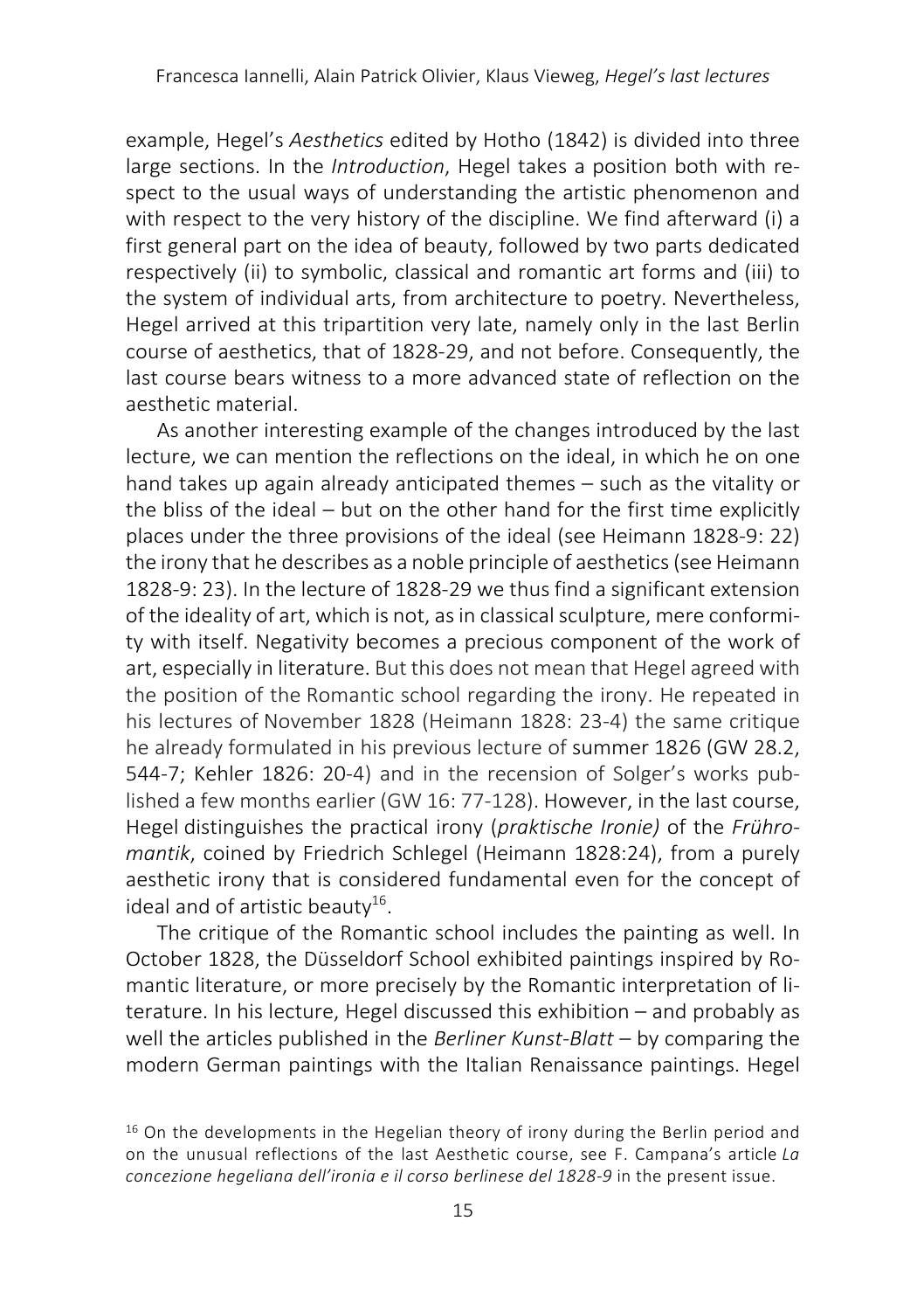example, Hegel's *Aesthetics* edited by Hotho (1842) is divided into three large sections. In the *Introduction*, Hegel takes a position both with respect to the usual ways of understanding the artistic phenomenon and with respect to the very history of the discipline. We find afterward (i) a first general part on the idea of beauty, followed by two parts dedicated respectively (ii) to symbolic, classical and romantic art forms and (iii) to the system of individual arts, from architecture to poetry. Nevertheless, Hegel arrived at this tripartition very late, namely only in the last Berlin course of aesthetics, that of 1828-29, and not before. Consequently, the last course bears witness to a more advanced state of reflection on the aesthetic material.

As another interesting example of the changes introduced by the last lecture, we can mention the reflections on the ideal, in which he on one hand takes up again already anticipated themes – such as the vitality or the bliss of the ideal – but on the other hand for the first time explicitly places under the three provisions of the ideal (see Heimann 1828-9: 22) the irony that he describes as a noble principle of aesthetics (see Heimann 1828-9: 23). In the lecture of 1828-29 we thus find a significant extension of the ideality of art, which is not, as in classical sculpture, mere conformity with itself. Negativity becomes a precious component of the work of art, especially in literature. But this does not mean that Hegel agreed with the position of the Romantic school regarding the irony. He repeated in his lectures of November 1828 (Heimann 1828: 23-4) the same critique he already formulated in his previous lecture of summer 1826 (GW 28.2, 544-7; Kehler 1826: 20-4) and in the recension of Solger's works published a few months earlier (GW 16: 77-128). However, in the last course, Hegel distinguishes the practical irony (*praktische Ironie)* of the *Frühromantik*, coined by Friedrich Schlegel (Heimann 1828:24), from a purely aesthetic irony that is considered fundamental even for the concept of ideal and of artistic beauty[16].

The critique of the Romantic school includes the painting as well. In October 1828, the Düsseldorf School exhibited paintings inspired by Romantic literature, or more precisely by the Romantic interpretation of literature. In his lecture, Hegel discussed this exhibition – and probably as well the articles published in the *Berliner Kunst-Blatt* – by comparing the modern German paintings with the Italian Renaissance paintings. Hegel

[16] On the developments in the Hegelian theory of irony during the Berlin period and on the unusual reflections of the last Aesthetic course, see F. Campana's article *La concezione hegeliana dell'ironia e il corso berlinese del 1828-9* in the present issue.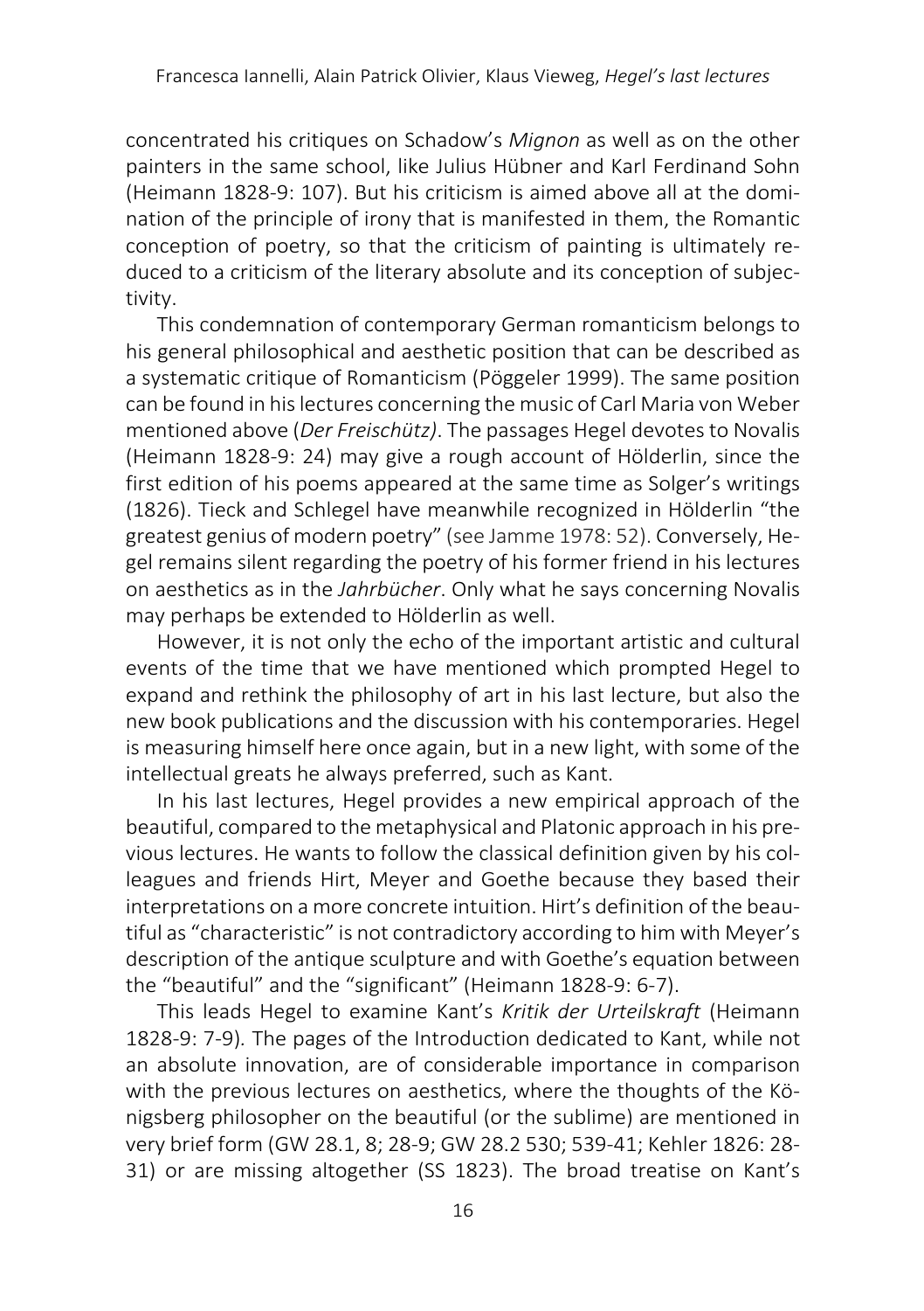concentrated his critiques on Schadow's *Mignon* as well as on the other painters in the same school, like Julius Hübner and Karl Ferdinand Sohn (Heimann 1828-9: 107). But his criticism is aimed above all at the domination of the principle of irony that is manifested in them, the Romantic conception of poetry, so that the criticism of painting is ultimately reduced to a criticism of the literary absolute and its conception of subjectivity.

This condemnation of contemporary German romanticism belongs to his general philosophical and aesthetic position that can be described as a systematic critique of Romanticism (Pöggeler 1999). The same position can be found in his lectures concerning the music of Carl Maria von Weber mentioned above (*Der Freischütz)*. The passages Hegel devotes to Novalis (Heimann 1828-9: 24) may give a rough account of Hölderlin, since the first edition of his poems appeared at the same time as Solger's writings (1826). Tieck and Schlegel have meanwhile recognized in Hölderlin "the greatest genius of modern poetry" (see Jamme 1978: 52). Conversely, Hegel remains silent regarding the poetry of his former friend in his lectures on aesthetics as in the *Jahrbücher*. Only what he says concerning Novalis may perhaps be extended to Hölderlin as well.

However, it is not only the echo of the important artistic and cultural events of the time that we have mentioned which prompted Hegel to expand and rethink the philosophy of art in his last lecture, but also the new book publications and the discussion with his contemporaries. Hegel is measuring himself here once again, but in a new light, with some of the intellectual greats he always preferred, such as Kant.

In his last lectures, Hegel provides a new empirical approach of the beautiful, compared to the metaphysical and Platonic approach in his previous lectures. He wants to follow the classical definition given by his colleagues and friends Hirt, Meyer and Goethe because they based their interpretations on a more concrete intuition. Hirt's definition of the beautiful as "characteristic" is not contradictory according to him with Meyer's description of the antique sculpture and with Goethe's equation between the "beautiful" and the "significant" (Heimann 1828-9: 6-7).

This leads Hegel to examine Kant's *Kritik der Urteilskraft* (Heimann 1828-9: 7-9). The pages of the Introduction dedicated to Kant, while not an absolute innovation, are of considerable importance in comparison with the previous lectures on aesthetics, where the thoughts of the Königsberg philosopher on the beautiful (or the sublime) are mentioned in very brief form (GW 28.1, 8; 28-9; GW 28.2 530; 539-41; Kehler 1826: 28-31) or are missing altogether (SS 1823). The broad treatise on Kant's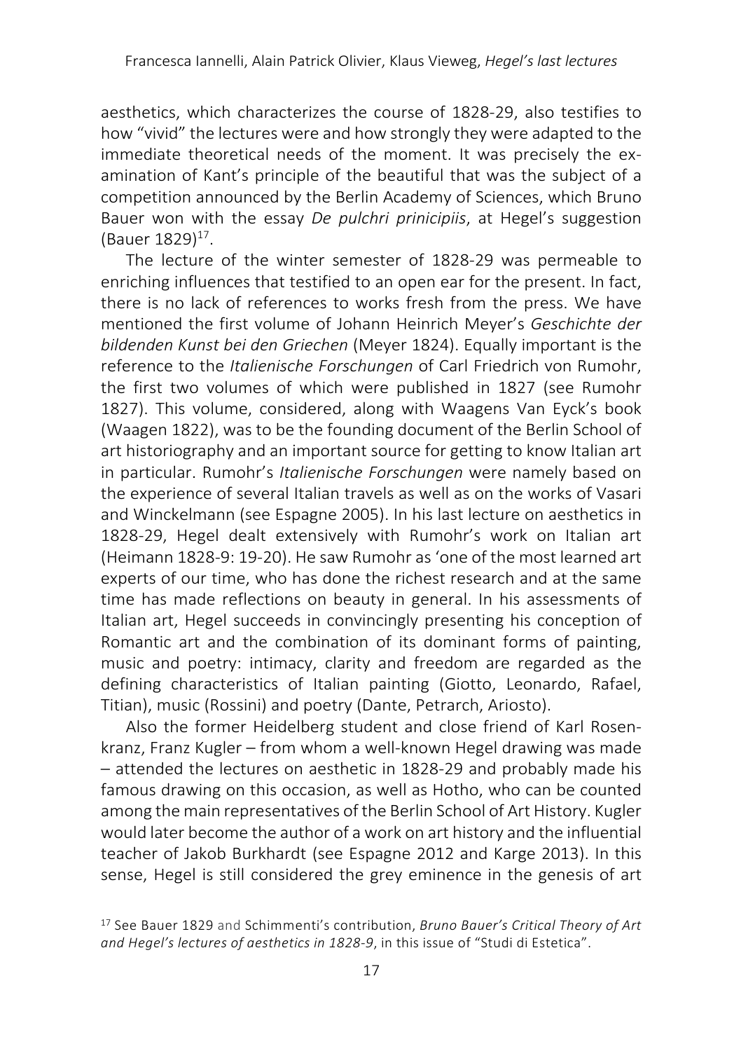aesthetics, which characterizes the course of 1828-29, also testifies to how "vivid" the lectures were and how strongly they were adapted to the immediate theoretical needs of the moment. It was precisely the examination of Kant's principle of the beautiful that was the subject of a competition announced by the Berlin Academy of Sciences, which Bruno Bauer won with the essay *De pulchri prinicipiis*, at Hegel's suggestion (Bauer 1829)[17].

The lecture of the winter semester of 1828-29 was permeable to enriching influences that testified to an open ear for the present. In fact, there is no lack of references to works fresh from the press. We have mentioned the first volume of Johann Heinrich Meyer's *Geschichte der bildenden Kunst bei den Griechen* (Meyer 1824). Equally important is the reference to the *Italienische Forschungen* of Carl Friedrich von Rumohr, the first two volumes of which were published in 1827 (see Rumohr 1827). This volume, considered, along with Waagens Van Eyck's book (Waagen 1822), was to be the founding document of the Berlin School of art historiography and an important source for getting to know Italian art in particular. Rumohr's *Italienische Forschungen* were namely based on the experience of several Italian travels as well as on the works of Vasari and Winckelmann (see Espagne 2005). In his last lecture on aesthetics in 1828-29, Hegel dealt extensively with Rumohr's work on Italian art (Heimann 1828-9: 19-20). He saw Rumohr as 'one of the most learned art experts of our time, who has done the richest research and at the same time has made reflections on beauty in general. In his assessments of Italian art, Hegel succeeds in convincingly presenting his conception of Romantic art and the combination of its dominant forms of painting, music and poetry: intimacy, clarity and freedom are regarded as the defining characteristics of Italian painting (Giotto, Leonardo, Rafael, Titian), music (Rossini) and poetry (Dante, Petrarch, Ariosto).

Also the former Heidelberg student and close friend of Karl Rosenkranz, Franz Kugler – from whom a well-known Hegel drawing was made – attended the lectures on aesthetic in 1828-29 and probably made his famous drawing on this occasion, as well as Hotho, who can be counted among the main representatives of the Berlin School of Art History. Kugler would later become the author of a work on art history and the influential teacher of Jakob Burkhardt (see Espagne 2012 and Karge 2013). In this sense, Hegel is still considered the grey eminence in the genesis of art

[17] See Bauer 1829 and Schimmenti's contribution, *Bruno Bauer's Critical Theory of Art and Hegel's lectures of aesthetics in 1828-9*, in this issue of "Studi di Estetica".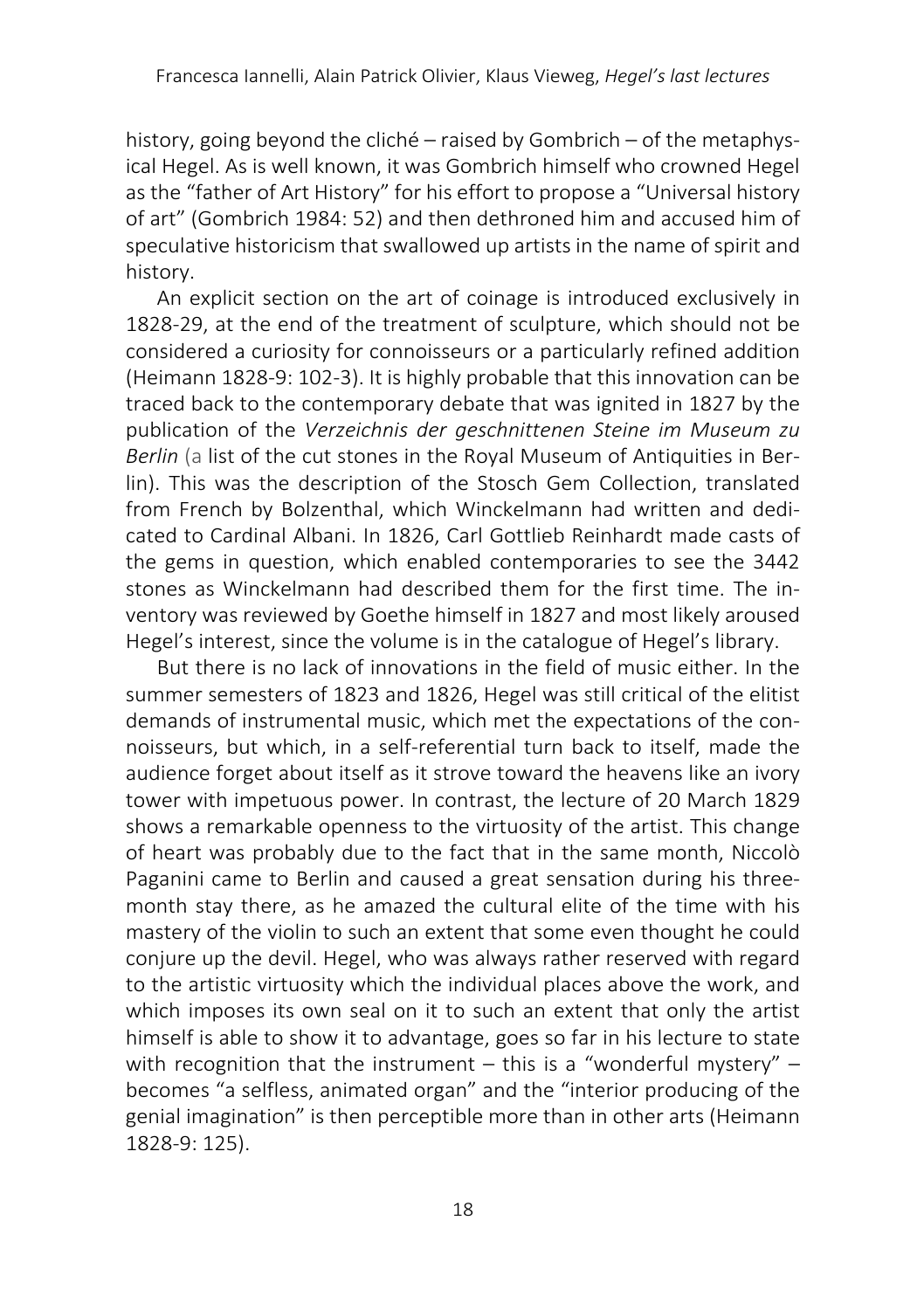history, going beyond the cliché – raised by Gombrich – of the metaphysical Hegel. As is well known, it was Gombrich himself who crowned Hegel as the "father of Art History" for his effort to propose a "Universal history of art" (Gombrich 1984: 52) and then dethroned him and accused him of speculative historicism that swallowed up artists in the name of spirit and history.

An explicit section on the art of coinage is introduced exclusively in 1828-29, at the end of the treatment of sculpture, which should not be considered a curiosity for connoisseurs or a particularly refined addition (Heimann 1828-9: 102-3). It is highly probable that this innovation can be traced back to the contemporary debate that was ignited in 1827 by the publication of the *Verzeichnis der geschnittenen Steine im Museum zu Berlin* (a list of the cut stones in the Royal Museum of Antiquities in Berlin). This was the description of the Stosch Gem Collection, translated from French by Bolzenthal, which Winckelmann had written and dedicated to Cardinal Albani. In 1826, Carl Gottlieb Reinhardt made casts of the gems in question, which enabled contemporaries to see the 3442 stones as Winckelmann had described them for the first time. The inventory was reviewed by Goethe himself in 1827 and most likely aroused Hegel's interest, since the volume is in the catalogue of Hegel's library.

But there is no lack of innovations in the field of music either. In the summer semesters of 1823 and 1826, Hegel was still critical of the elitist demands of instrumental music, which met the expectations of the connoisseurs, but which, in a self-referential turn back to itself, made the audience forget about itself as it strove toward the heavens like an ivory tower with impetuous power. In contrast, the lecture of 20 March 1829 shows a remarkable openness to the virtuosity of the artist. This change of heart was probably due to the fact that in the same month, Niccolò Paganini came to Berlin and caused a great sensation during his three-month stay there, as he amazed the cultural elite of the time with his mastery of the violin to such an extent that some even thought he could conjure up the devil. Hegel, who was always rather reserved with regard to the artistic virtuosity which the individual places above the work, and which imposes its own seal on it to such an extent that only the artist himself is able to show it to advantage, goes so far in his lecture to state with recognition that the instrument – this is a "wonderful mystery" – becomes "a selfless, animated organ" and the "interior producing of the genial imagination" is then perceptible more than in other arts (Heimann 1828-9: 125).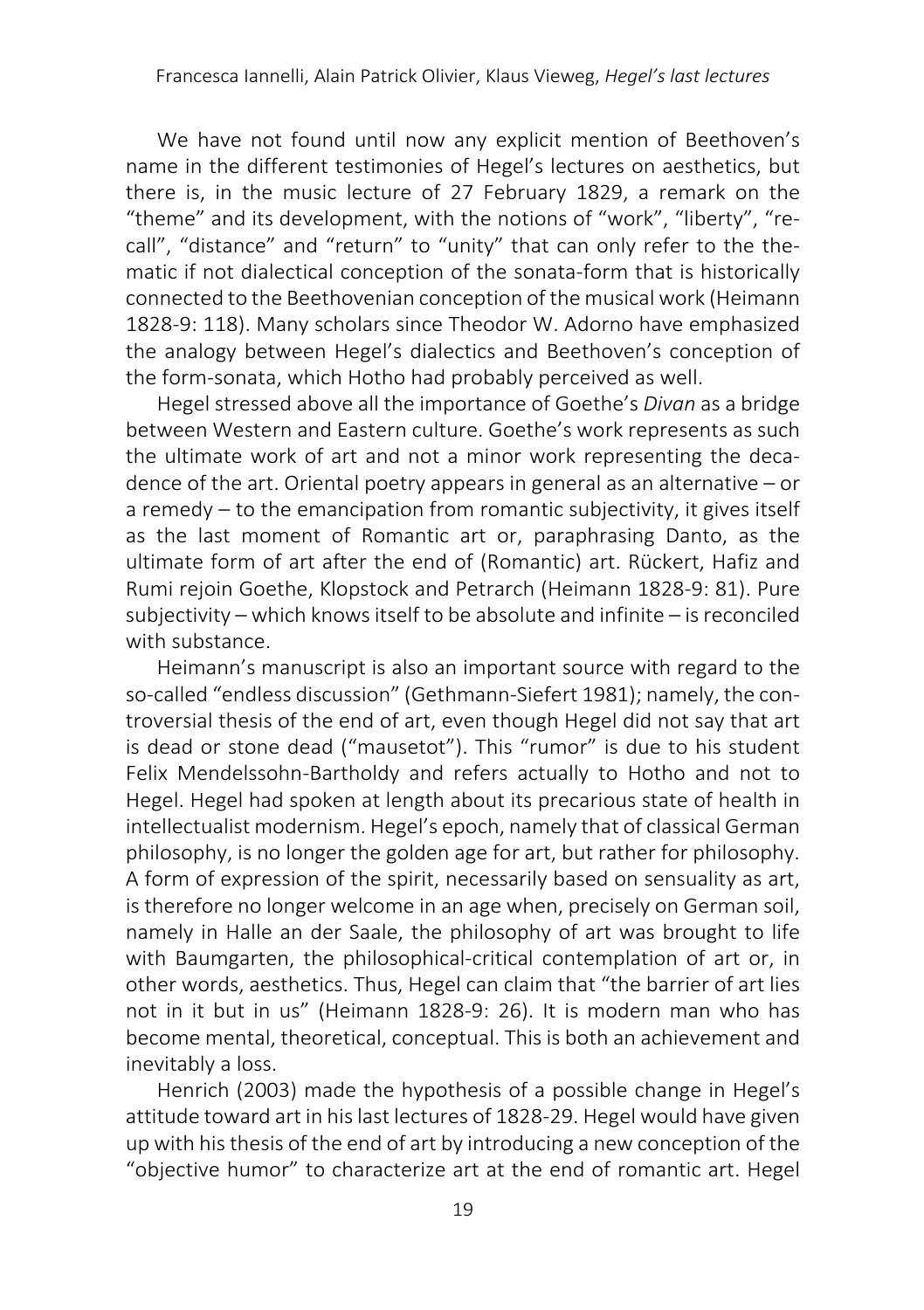We have not found until now any explicit mention of Beethoven's name in the different testimonies of Hegel's lectures on aesthetics, but there is, in the music lecture of 27 February 1829, a remark on the "theme" and its development, with the notions of "work", "liberty", "re-call", "distance" and "return" to "unity" that can only refer to the thematic if not dialectical conception of the sonata-form that is historically connected to the Beethovenian conception of the musical work (Heimann 1828-9: 118). Many scholars since Theodor W. Adorno have emphasized the analogy between Hegel's dialectics and Beethoven's conception of the form-sonata, which Hotho had probably perceived as well.

Hegel stressed above all the importance of Goethe's *Divan* as a bridge between Western and Eastern culture. Goethe's work represents as such the ultimate work of art and not a minor work representing the decadence of the art. Oriental poetry appears in general as an alternative – or a remedy – to the emancipation from romantic subjectivity, it gives itself as the last moment of Romantic art or, paraphrasing Danto, as the ultimate form of art after the end of (Romantic) art. Rückert, Hafiz and Rumi rejoin Goethe, Klopstock and Petrarch (Heimann 1828-9: 81). Pure subjectivity – which knows itself to be absolute and infinite – is reconciled with substance.

Heimann's manuscript is also an important source with regard to the so-called "endless discussion" (Gethmann-Siefert 1981); namely, the controversial thesis of the end of art, even though Hegel did not say that art is dead or stone dead ("mausetot"). This "rumor" is due to his student Felix Mendelssohn-Bartholdy and refers actually to Hotho and not to Hegel. Hegel had spoken at length about its precarious state of health in intellectualist modernism. Hegel's epoch, namely that of classical German philosophy, is no longer the golden age for art, but rather for philosophy. A form of expression of the spirit, necessarily based on sensuality as art, is therefore no longer welcome in an age when, precisely on German soil, namely in Halle an der Saale, the philosophy of art was brought to life with Baumgarten, the philosophical-critical contemplation of art or, in other words, aesthetics. Thus, Hegel can claim that "the barrier of art lies not in it but in us" (Heimann 1828-9: 26). It is modern man who has become mental, theoretical, conceptual. This is both an achievement and inevitably a loss.

Henrich (2003) made the hypothesis of a possible change in Hegel's attitude toward art in his last lectures of 1828-29. Hegel would have given up with his thesis of the end of art by introducing a new conception of the "objective humor" to characterize art at the end of romantic art. Hegel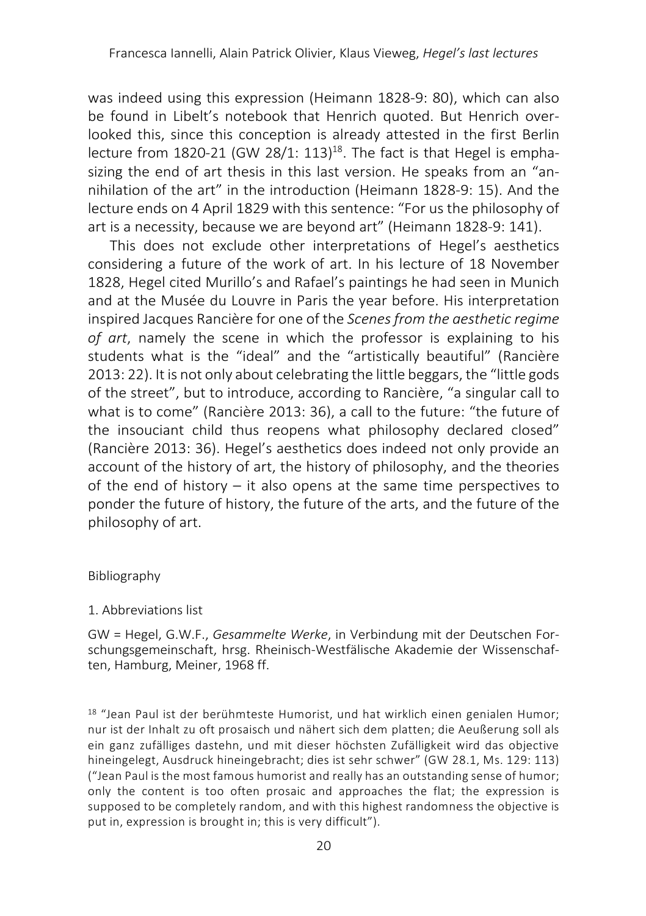was indeed using this expression (Heimann 1828-9: 80), which can also be found in Libelt's notebook that Henrich quoted. But Henrich overlooked this, since this conception is already attested in the first Berlin lecture from 1820-21 (GW 28/1: 113)[18]. The fact is that Hegel is emphasizing the end of art thesis in this last version. He speaks from an "annihilation of the art" in the introduction (Heimann 1828-9: 15). And the lecture ends on 4 April 1829 with this sentence: "For us the philosophy of art is a necessity, because we are beyond art" (Heimann 1828-9: 141).

This does not exclude other interpretations of Hegel's aesthetics considering a future of the work of art. In his lecture of 18 November 1828, Hegel cited Murillo's and Rafael's paintings he had seen in Munich and at the Musée du Louvre in Paris the year before. His interpretation inspired Jacques Rancière for one of the *Scenes from the aesthetic regime of art*, namely the scene in which the professor is explaining to his students what is the "ideal" and the "artistically beautiful" (Rancière 2013: 22). It is not only about celebrating the little beggars, the "little gods of the street", but to introduce, according to Rancière, "a singular call to what is to come" (Rancière 2013: 36), a call to the future: "the future of the insouciant child thus reopens what philosophy declared closed" (Rancière 2013: 36). Hegel's aesthetics does indeed not only provide an account of the history of art, the history of philosophy, and the theories of the end of history – it also opens at the same time perspectives to ponder the future of history, the future of the arts, and the future of the philosophy of art.

## Bibliography

### 1. Abbreviations list

GW = Hegel, G.W.F., *Gesammelte Werke*, in Verbindung mit der Deutschen Forschungsgemeinschaft, hrsg. Rheinisch-Westfälische Akademie der Wissenschaften, Hamburg, Meiner, 1968 ff.

---

[18] "Jean Paul ist der berühmteste Humorist, und hat wirklich einen genialen Humor; nur ist der Inhalt zu oft prosaisch und nähert sich dem platten; die Aeußerung soll als ein ganz zufälliges dastehn, und mit dieser höchsten Zufälligkeit wird das objective hineingelegt, Ausdruck hineingebracht; dies ist sehr schwer" (GW 28.1, Ms. 129: 113) ("Jean Paul is the most famous humorist and really has an outstanding sense of humor; only the content is too often prosaic and approaches the flat; the expression is supposed to be completely random, and with this highest randomness the objective is put in, expression is brought in; this is very difficult").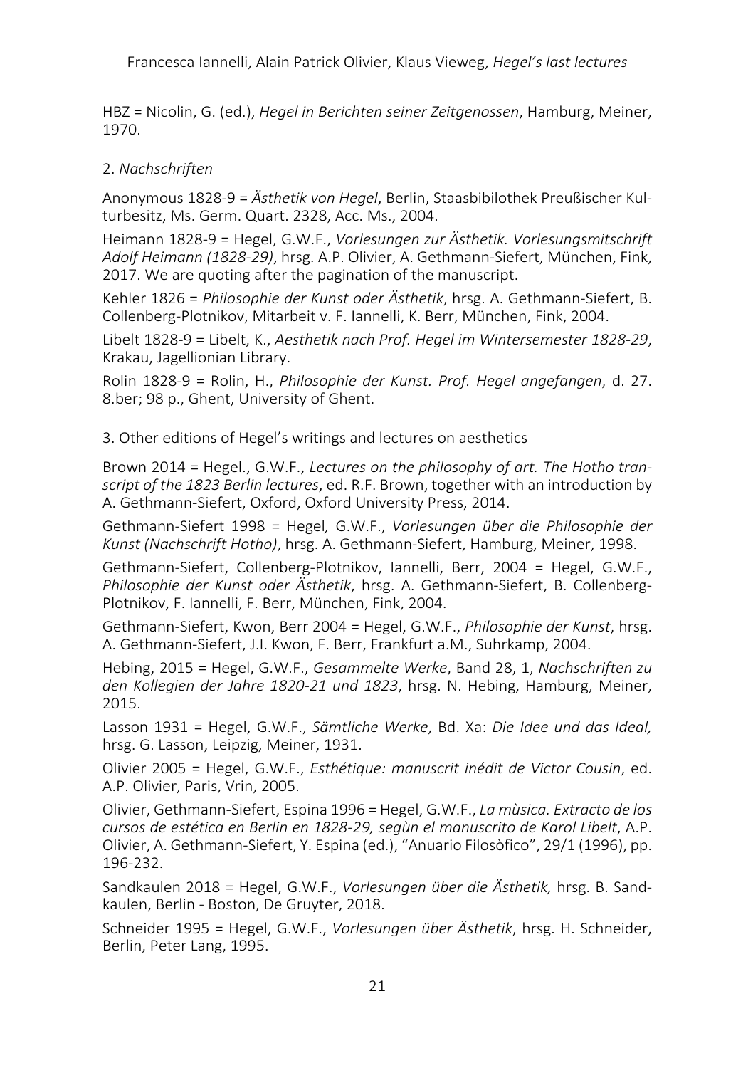HBZ = Nicolin, G. (ed.), *Hegel in Berichten seiner Zeitgenossen*, Hamburg, Meiner, 1970.

2. *Nachschriften*

Anonymous 1828-9 = *Ästhetik von Hegel*, Berlin, Staasbibilothek Preußischer Kulturbesitz, Ms. Germ. Quart. 2328, Acc. Ms., 2004.

Heimann 1828-9 = Hegel, G.W.F., *Vorlesungen zur Ästhetik. Vorlesungsmitschrift Adolf Heimann (1828-29)*, hrsg. A.P. Olivier, A. Gethmann-Siefert, München, Fink, 2017. We are quoting after the pagination of the manuscript.

Kehler 1826 = *Philosophie der Kunst oder Ästhetik*, hrsg. A. Gethmann-Siefert, B. Collenberg-Plotnikov, Mitarbeit v. F. Iannelli, K. Berr, München, Fink, 2004.

Libelt 1828-9 = Libelt, K., *Aesthetik nach Prof. Hegel im Wintersemester 1828-29*, Krakau, Jagellionian Library.

Rolin 1828-9 = Rolin, H., *Philosophie der Kunst. Prof. Hegel angefangen*, d. 27. 8.ber; 98 p., Ghent, University of Ghent.

3. Other editions of Hegel's writings and lectures on aesthetics

Brown 2014 = Hegel., G.W.F., *Lectures on the philosophy of art. The Hotho transcript of the 1823 Berlin lectures*, ed. R.F. Brown, together with an introduction by A. Gethmann-Siefert, Oxford, Oxford University Press, 2014.

Gethmann-Siefert 1998 = Hegel*,* G.W.F., *Vorlesungen über die Philosophie der Kunst (Nachschrift Hotho)*, hrsg. A. Gethmann-Siefert, Hamburg, Meiner, 1998.

Gethmann-Siefert, Collenberg-Plotnikov, Iannelli, Berr, 2004 = Hegel, G.W.F., *Philosophie der Kunst oder Ästhetik*, hrsg. A. Gethmann-Siefert, B. Collenberg-Plotnikov, F. Iannelli, F. Berr, München, Fink, 2004.

Gethmann-Siefert, Kwon, Berr 2004 = Hegel, G.W.F., *Philosophie der Kunst*, hrsg. A. Gethmann-Siefert, J.I. Kwon, F. Berr, Frankfurt a.M., Suhrkamp, 2004.

Hebing, 2015 = Hegel, G.W.F., *Gesammelte Werke*, Band 28, 1, *Nachschriften zu den Kollegien der Jahre 1820-21 und 1823*, hrsg. N. Hebing, Hamburg, Meiner, 2015.

Lasson 1931 = Hegel, G.W.F., *Sämtliche Werke*, Bd. Xa: *Die Idee und das Ideal,* hrsg. G. Lasson, Leipzig, Meiner, 1931.

Olivier 2005 = Hegel, G.W.F., *Esthétique: manuscrit inédit de Victor Cousin*, ed. A.P. Olivier, Paris, Vrin, 2005.

Olivier, Gethmann-Siefert, Espina 1996 = Hegel, G.W.F., *La mùsica. Extracto de los cursos de estética en Berlin en 1828-29, segùn el manuscrito de Karol Libelt*, A.P. Olivier, A. Gethmann-Siefert, Y. Espina (ed.), "Anuario Filosòfico", 29/1 (1996), pp. 196-232.

Sandkaulen 2018 = Hegel, G.W.F., *Vorlesungen über die Ästhetik,* hrsg. B. Sandkaulen, Berlin - Boston, De Gruyter, 2018.

Schneider 1995 = Hegel, G.W.F., *Vorlesungen über Ästhetik*, hrsg. H. Schneider, Berlin, Peter Lang, 1995.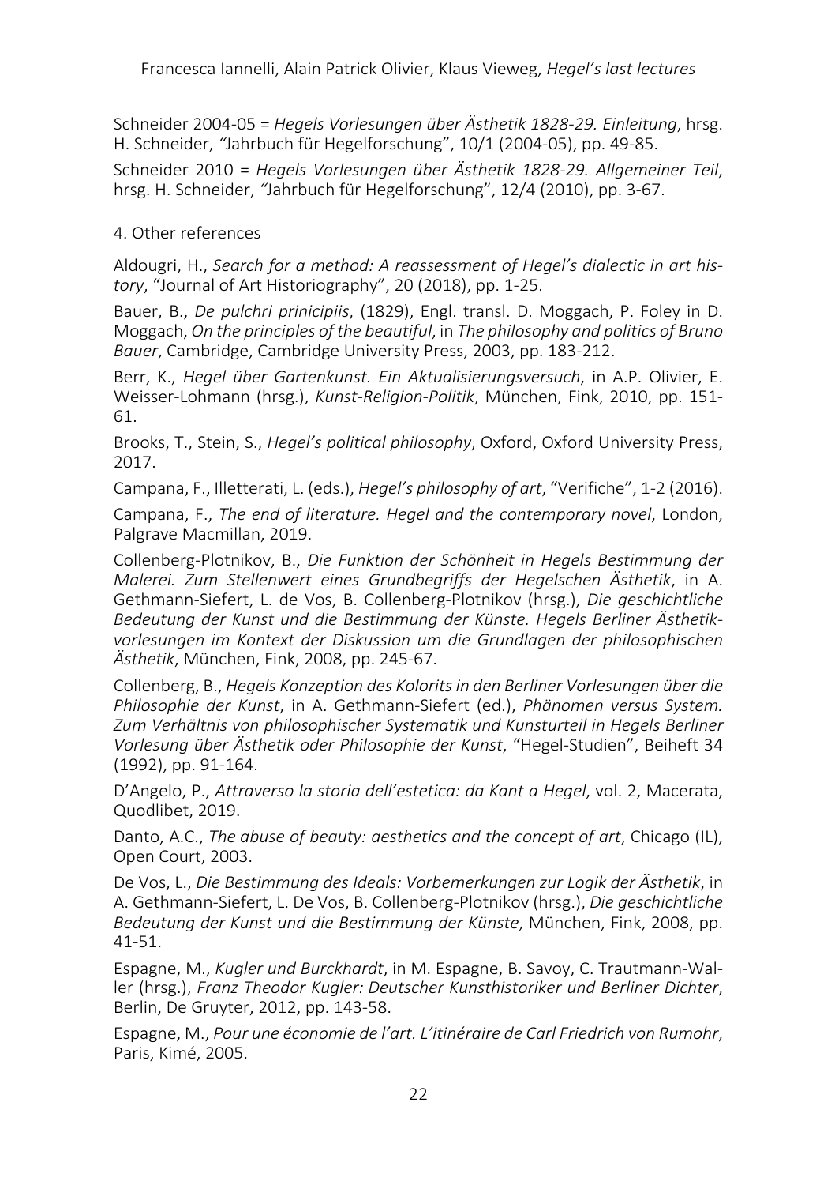Schneider 2004-05 = *Hegels Vorlesungen über Ästhetik 1828-29. Einleitung*, hrsg. H. Schneider, "Jahrbuch für Hegelforschung", 10/1 (2004-05), pp. 49-85.

Schneider 2010 = *Hegels Vorlesungen über Ästhetik 1828-29. Allgemeiner Teil*, hrsg. H. Schneider, "Jahrbuch für Hegelforschung", 12/4 (2010), pp. 3-67.

4. Other references

Aldougri, H., *Search for a method: A reassessment of Hegel's dialectic in art history*, "Journal of Art Historiography", 20 (2018), pp. 1-25.

Bauer, B., *De pulchri prinicipiis*, (1829), Engl. transl. D. Moggach, P. Foley in D. Moggach, *On the principles of the beautiful*, in *The philosophy and politics of Bruno Bauer*, Cambridge, Cambridge University Press, 2003, pp. 183-212.

Berr, K., *Hegel über Gartenkunst. Ein Aktualisierungsversuch*, in A.P. Olivier, E. Weisser-Lohmann (hrsg.), *Kunst-Religion-Politik*, München, Fink, 2010, pp. 151-61.

Brooks, T., Stein, S., *Hegel's political philosophy*, Oxford, Oxford University Press, 2017.

Campana, F., Illetterati, L. (eds.), *Hegel's philosophy of art*, "Verifiche", 1-2 (2016).

Campana, F., *The end of literature. Hegel and the contemporary novel*, London, Palgrave Macmillan, 2019.

Collenberg-Plotnikov, B., *Die Funktion der Schönheit in Hegels Bestimmung der Malerei. Zum Stellenwert eines Grundbegriffs der Hegelschen Ästhetik*, in A. Gethmann-Siefert, L. de Vos, B. Collenberg-Plotnikov (hrsg.), *Die geschichtliche Bedeutung der Kunst und die Bestimmung der Künste. Hegels Berliner Ästhetikvorlesungen im Kontext der Diskussion um die Grundlagen der philosophischen Ästhetik*, München, Fink, 2008, pp. 245-67.

Collenberg, B., *Hegels Konzeption des Kolorits in den Berliner Vorlesungen über die Philosophie der Kunst*, in A. Gethmann-Siefert (ed.), *Phänomen versus System. Zum Verhältnis von philosophischer Systematik und Kunsturteil in Hegels Berliner Vorlesung über Ästhetik oder Philosophie der Kunst*, "Hegel-Studien", Beiheft 34 (1992), pp. 91-164.

D'Angelo, P., *Attraverso la storia dell'estetica: da Kant a Hegel*, vol. 2, Macerata, Quodlibet, 2019.

Danto, A.C., *The abuse of beauty: aesthetics and the concept of art*, Chicago (IL), Open Court, 2003.

De Vos, L., *Die Bestimmung des Ideals: Vorbemerkungen zur Logik der Ästhetik*, in A. Gethmann-Siefert, L. De Vos, B. Collenberg-Plotnikov (hrsg.), *Die geschichtliche Bedeutung der Kunst und die Bestimmung der Künste*, München, Fink, 2008, pp. 41-51.

Espagne, M., *Kugler und Burckhardt*, in M. Espagne, B. Savoy, C. Trautmann-Waller (hrsg.), *Franz Theodor Kugler: Deutscher Kunsthistoriker und Berliner Dichter*, Berlin, De Gruyter, 2012, pp. 143-58.

Espagne, M., *Pour une économie de l'art. L'itinéraire de Carl Friedrich von Rumohr*, Paris, Kimé, 2005.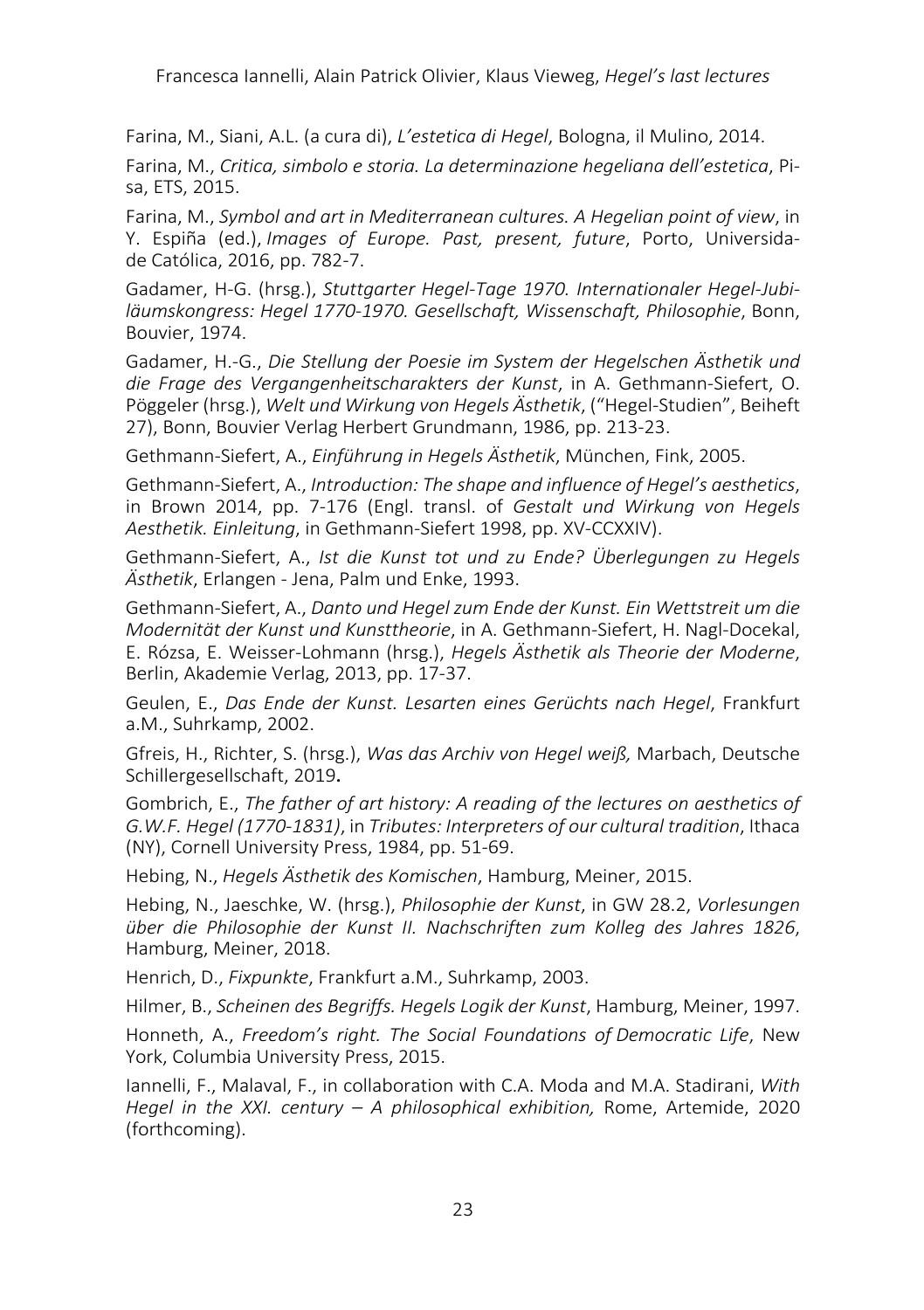Farina, M., Siani, A.L. (a cura di), *L'estetica di Hegel*, Bologna, il Mulino, 2014.

Farina, M., *Critica, simbolo e storia. La determinazione hegeliana dell'estetica*, Pisa, ETS, 2015.

Farina, M., *Symbol and art in Mediterranean cultures. A Hegelian point of view*, in Y. Espiña (ed.), *Images of Europe. Past, present, future*, Porto, Universidade Católica, 2016, pp. 782-7.

Gadamer, H-G. (hrsg.), *Stuttgarter Hegel-Tage 1970. Internationaler Hegel-Jubiläumskongress: Hegel 1770-1970. Gesellschaft, Wissenschaft, Philosophie*, Bonn, Bouvier, 1974.

Gadamer, H.-G., *Die Stellung der Poesie im System der Hegelschen Ästhetik und die Frage des Vergangenheitscharakters der Kunst*, in A. Gethmann-Siefert, O. Pöggeler (hrsg.), *Welt und Wirkung von Hegels Ästhetik*, ("Hegel-Studien", Beiheft 27), Bonn, Bouvier Verlag Herbert Grundmann, 1986, pp. 213-23.

Gethmann-Siefert, A., *Einführung in Hegels Ästhetik*, München, Fink, 2005.

Gethmann-Siefert, A., *Introduction: The shape and influence of Hegel's aesthetics*, in Brown 2014, pp. 7-176 (Engl. transl. of *Gestalt und Wirkung von Hegels Aesthetik. Einleitung*, in Gethmann-Siefert 1998, pp. XV-CCXXIV).

Gethmann-Siefert, A., *Ist die Kunst tot und zu Ende? Überlegungen zu Hegels Ästhetik*, Erlangen - Jena, Palm und Enke, 1993.

Gethmann-Siefert, A., *Danto und Hegel zum Ende der Kunst. Ein Wettstreit um die Modernität der Kunst und Kunsttheorie*, in A. Gethmann-Siefert, H. Nagl-Docekal, E. Rózsa, E. Weisser-Lohmann (hrsg.), *Hegels Ästhetik als Theorie der Moderne*, Berlin, Akademie Verlag, 2013, pp. 17-37.

Geulen, E., *Das Ende der Kunst. Lesarten eines Gerüchts nach Hegel*, Frankfurt a.M., Suhrkamp, 2002.

Gfreis, H., Richter, S. (hrsg.), *Was das Archiv von Hegel weiß,* Marbach, Deutsche Schillergesellschaft, 2019**.**

Gombrich, E., *The father of art history: A reading of the lectures on aesthetics of G.W.F. Hegel (1770-1831)*, in *Tributes: Interpreters of our cultural tradition*, Ithaca (NY), Cornell University Press, 1984, pp. 51-69.

Hebing, N., *Hegels Ästhetik des Komischen*, Hamburg, Meiner, 2015.

Hebing, N., Jaeschke, W. (hrsg.), *Philosophie der Kunst*, in GW 28.2, *Vorlesungen über die Philosophie der Kunst II. Nachschriften zum Kolleg des Jahres 1826*, Hamburg, Meiner, 2018.

Henrich, D., *Fixpunkte*, Frankfurt a.M., Suhrkamp, 2003.

Hilmer, B., *Scheinen des Begriffs. Hegels Logik der Kunst*, Hamburg, Meiner, 1997.

Honneth, A., *Freedom's right. The Social Foundations of Democratic Life*, New York, Columbia University Press, 2015.

Iannelli, F., Malaval, F., in collaboration with C.A. Moda and M.A. Stadirani, *With Hegel in the XXI. century – A philosophical exhibition,* Rome, Artemide, 2020 (forthcoming).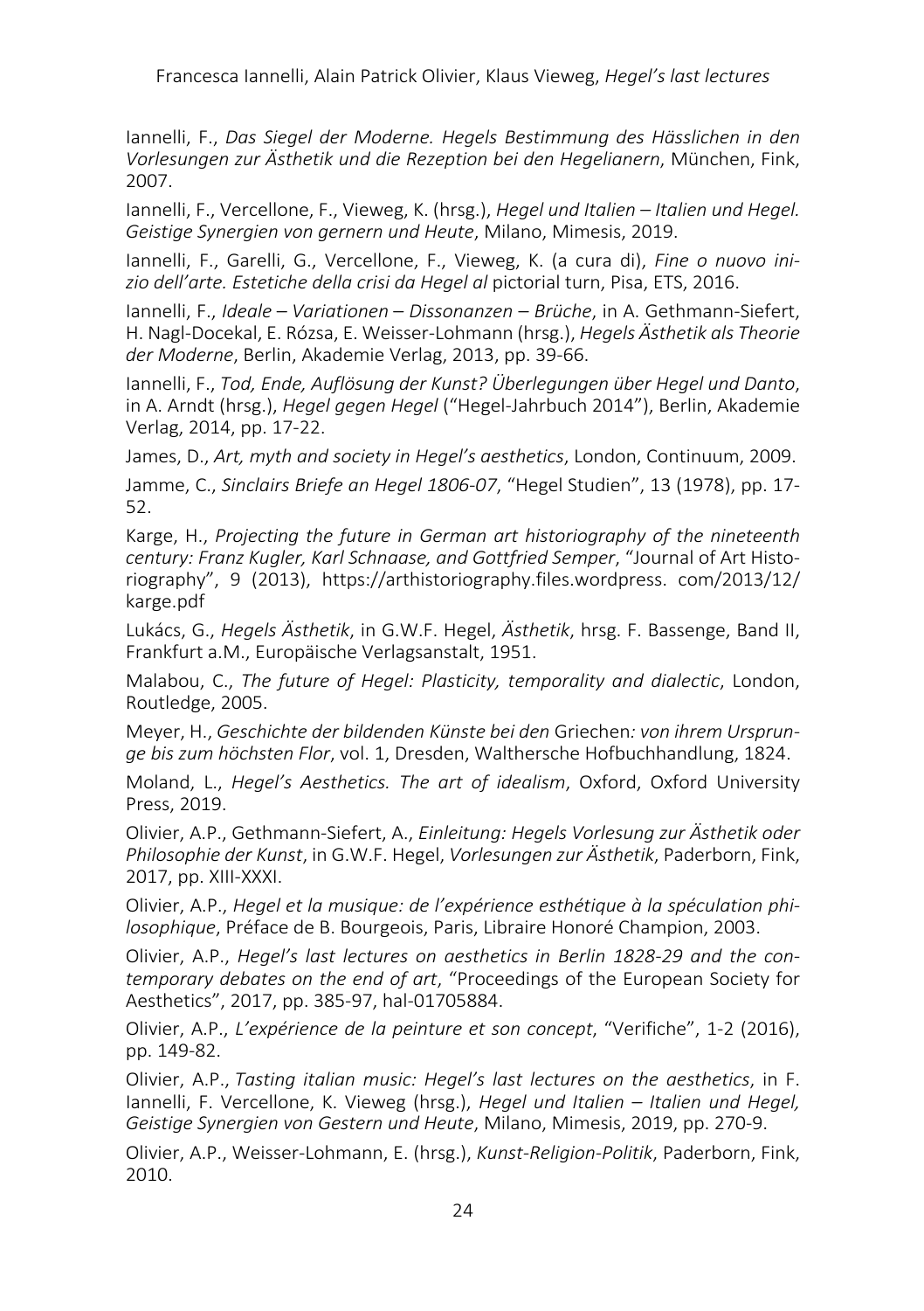Iannelli, F., *Das Siegel der Moderne. Hegels Bestimmung des Hässlichen in den Vorlesungen zur Ästhetik und die Rezeption bei den Hegelianern*, München, Fink, 2007.

Iannelli, F., Vercellone, F., Vieweg, K. (hrsg.), *Hegel und Italien – Italien und Hegel. Geistige Synergien von gernern und Heute*, Milano, Mimesis, 2019.

Iannelli, F., Garelli, G., Vercellone, F., Vieweg, K. (a cura di), *Fine o nuovo inizio dell'arte. Estetiche della crisi da Hegel al* pictorial turn, Pisa, ETS, 2016.

Iannelli, F., *Ideale – Variationen – Dissonanzen – Brüche*, in A. Gethmann-Siefert, H. Nagl-Docekal, E. Rózsa, E. Weisser-Lohmann (hrsg.), *Hegels Ästhetik als Theorie der Moderne*, Berlin, Akademie Verlag, 2013, pp. 39-66.

Iannelli, F., *Tod, Ende, Auflösung der Kunst? Überlegungen über Hegel und Danto*, in A. Arndt (hrsg.), *Hegel gegen Hegel* ("Hegel-Jahrbuch 2014"), Berlin, Akademie Verlag, 2014, pp. 17-22.

James, D., *Art, myth and society in Hegel's aesthetics*, London, Continuum, 2009.

Jamme, C., *Sinclairs Briefe an Hegel 1806-07*, "Hegel Studien", 13 (1978), pp. 17-52.

Karge, H., *Projecting the future in German art historiography of the nineteenth century: Franz Kugler, Karl Schnaase, and Gottfried Semper*, "Journal of Art Historiography", 9 (2013), https://arthistoriography.files.wordpress. com/2013/12/karge.pdf

Lukács, G., *Hegels Ästhetik*, in G.W.F. Hegel, *Ästhetik*, hrsg. F. Bassenge, Band II, Frankfurt a.M., Europäische Verlagsanstalt, 1951.

Malabou, C., *The future of Hegel: Plasticity, temporality and dialectic*, London, Routledge, 2005.

Meyer, H., *Geschichte der bildenden Künste bei den* Griechen*: von ihrem Ursprunge bis zum höchsten Flor*, vol. 1, Dresden, Walthersche Hofbuchhandlung, 1824.

Moland, L., *Hegel's Aesthetics. The art of idealism*, Oxford, Oxford University Press, 2019.

Olivier, A.P., Gethmann-Siefert, A., *Einleitung: Hegels Vorlesung zur Ästhetik oder Philosophie der Kunst*, in G.W.F. Hegel, *Vorlesungen zur Ästhetik*, Paderborn, Fink, 2017, pp. XIII-XXXI.

Olivier, A.P., *Hegel et la musique: de l'expérience esthétique à la spéculation philosophique*, Préface de B. Bourgeois, Paris, Libraire Honoré Champion, 2003.

Olivier, A.P., *Hegel's last lectures on aesthetics in Berlin 1828-29 and the contemporary debates on the end of art*, "Proceedings of the European Society for Aesthetics", 2017, pp. 385-97, hal-01705884.

Olivier, A.P., *L'expérience de la peinture et son concept*, "Verifiche", 1-2 (2016), pp. 149-82.

Olivier, A.P., *Tasting italian music: Hegel's last lectures on the aesthetics*, in F. Iannelli, F. Vercellone, K. Vieweg (hrsg.), *Hegel und Italien – Italien und Hegel, Geistige Synergien von Gestern und Heute*, Milano, Mimesis, 2019, pp. 270-9.

Olivier, A.P., Weisser-Lohmann, E. (hrsg.), *Kunst-Religion-Politik*, Paderborn, Fink, 2010.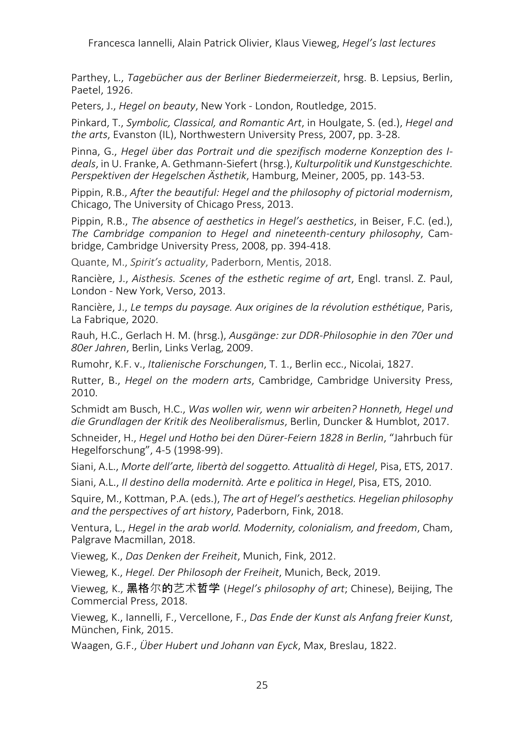Parthey, L., *Tagebücher aus der Berliner Biedermeierzeit*, hrsg. B. Lepsius, Berlin, Paetel, 1926.

Peters, J., *Hegel on beauty*, New York - London, Routledge, 2015.

Pinkard, T., *Symbolic, Classical, and Romantic Art*, in Houlgate, S. (ed.), *Hegel and the arts*, Evanston (IL), Northwestern University Press, 2007, pp. 3-28.

Pinna, G., *Hegel über das Portrait und die spezifisch moderne Konzeption des Ideals*, in U. Franke, A. Gethmann-Siefert (hrsg.), *Kulturpolitik und Kunstgeschichte. Perspektiven der Hegelschen Ästhetik*, Hamburg, Meiner, 2005, pp. 143-53.

Pippin, R.B., *After the beautiful: Hegel and the philosophy of pictorial modernism*, Chicago, The University of Chicago Press, 2013.

Pippin, R.B., *The absence of aesthetics in Hegel's aesthetics*, in Beiser, F.C. (ed.), *The Cambridge companion to Hegel and nineteenth-century philosophy*, Cambridge, Cambridge University Press, 2008, pp. 394-418.

Quante, M., *Spirit's actuality*, Paderborn, Mentis, 2018.

Rancière, J., *Aisthesis. Scenes of the esthetic regime of art*, Engl. transl. Z. Paul, London - New York, Verso, 2013.

Rancière, J., *Le temps du paysage. Aux origines de la révolution esthétique*, Paris, La Fabrique, 2020.

Rauh, H.C., Gerlach H. M. (hrsg.), *Ausgänge: zur DDR-Philosophie in den 70er und 80er Jahren*, Berlin, Links Verlag, 2009.

Rumohr, K.F. v., *Italienische Forschungen*, T. 1., Berlin ecc., Nicolai, 1827.

Rutter, B., *Hegel on the modern arts*, Cambridge, Cambridge University Press, 2010.

Schmidt am Busch, H.C., *Was wollen wir, wenn wir arbeiten? Honneth, Hegel und die Grundlagen der Kritik des Neoliberalismus*, Berlin, Duncker & Humblot, 2017.

Schneider, H., *Hegel und Hotho bei den Dürer-Feiern 1828 in Berlin*, "Jahrbuch für Hegelforschung", 4-5 (1998-99).

Siani, A.L., *Morte dell'arte, libertà del soggetto. Attualità di Hegel*, Pisa, ETS, 2017.

Siani, A.L., *Il destino della modernità. Arte e politica in Hegel*, Pisa, ETS, 2010.

Squire, M., Kottman, P.A. (eds.), *The art of Hegel's aesthetics. Hegelian philosophy and the perspectives of art history*, Paderborn, Fink, 2018.

Ventura, L., *Hegel in the arab world. Modernity, colonialism, and freedom*, Cham, Palgrave Macmillan, 2018.

Vieweg, K., *Das Denken der Freiheit*, Munich, Fink, 2012.

Vieweg, K., *Hegel. Der Philosoph der Freiheit*, Munich, Beck, 2019.

Vieweg, K., 黑格尔的艺术哲学 (*Hegel's philosophy of art*; Chinese), Beijing, The Commercial Press, 2018.

Vieweg, K., Iannelli, F., Vercellone, F., *Das Ende der Kunst als Anfang freier Kunst*, München, Fink, 2015.

Waagen, G.F., *Über Hubert und Johann van Eyck*, Max, Breslau, 1822.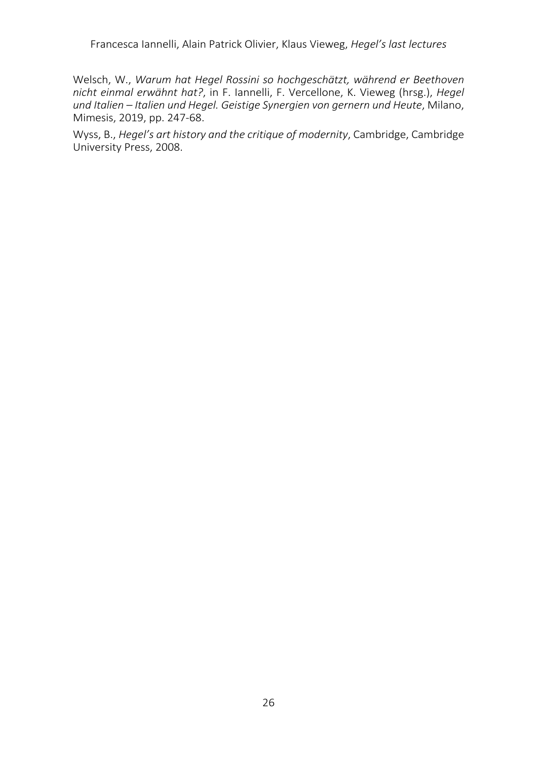Welsch, W., *Warum hat Hegel Rossini so hochgeschätzt, während er Beethoven nicht einmal erwähnt hat?*, in F. Iannelli, F. Vercellone, K. Vieweg (hrsg.), *Hegel und Italien – Italien und Hegel. Geistige Synergien von gernern und Heute*, Milano, Mimesis, 2019, pp. 247-68.

Wyss, B., *Hegel's art history and the critique of modernity*, Cambridge, Cambridge University Press, 2008.